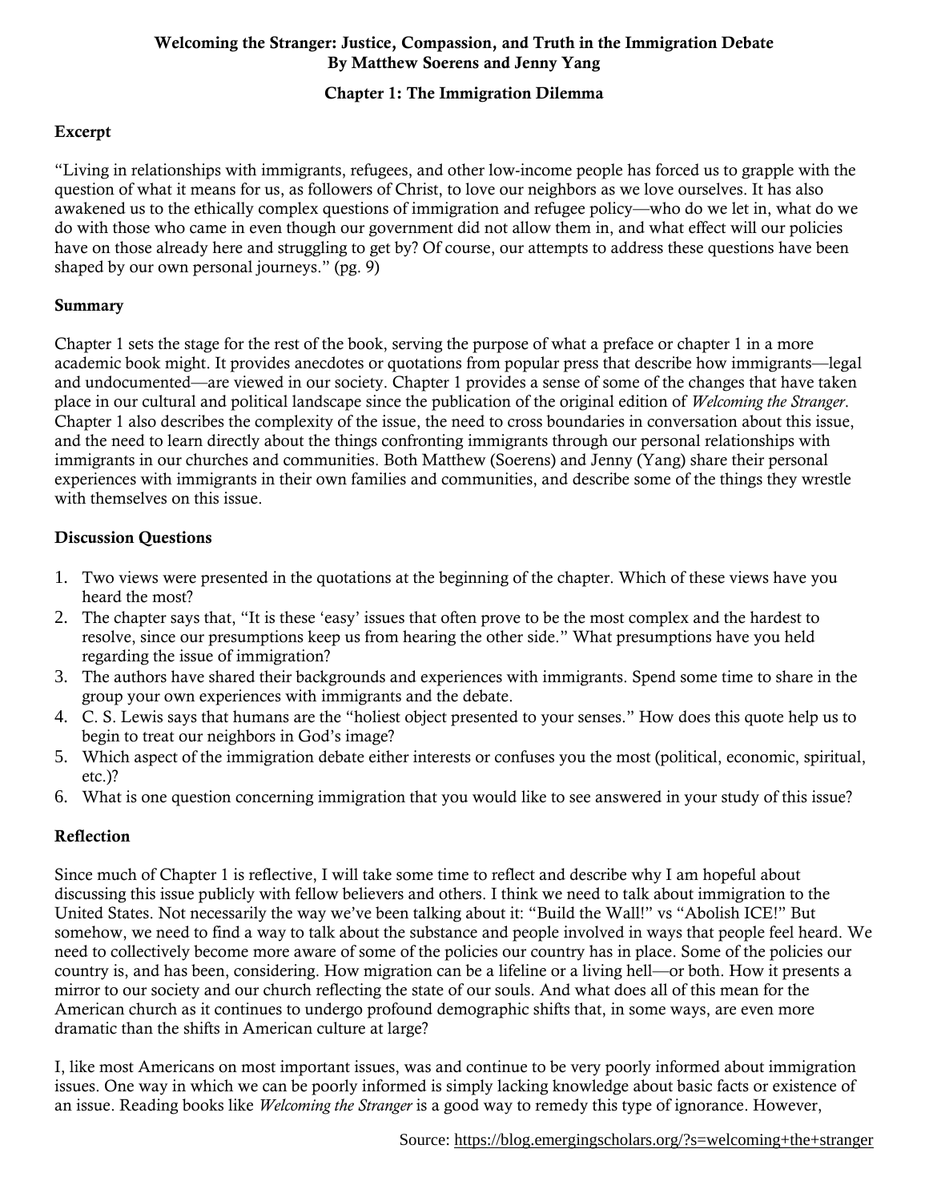**Welcoming the Stranger: Justice, Compassion, and Truth in the Immigration Debate**
**By Matthew Soerens and Jenny Yang**

**Chapter 1: The Immigration Dilemma**

## Excerpt

"Living in relationships with immigrants, refugees, and other low-income people has forced us to grapple with the question of what it means for us, as followers of Christ, to love our neighbors as we love ourselves. It has also awakened us to the ethically complex questions of immigration and refugee policy—who do we let in, what do we do with those who came in even though our government did not allow them in, and what effect will our policies have on those already here and struggling to get by? Of course, our attempts to address these questions have been shaped by our own personal journeys." (pg. 9)

## Summary

Chapter 1 sets the stage for the rest of the book, serving the purpose of what a preface or chapter 1 in a more academic book might. It provides anecdotes or quotations from popular press that describe how immigrants—legal and undocumented—are viewed in our society. Chapter 1 provides a sense of some of the changes that have taken place in our cultural and political landscape since the publication of the original edition of *Welcoming the Stranger*. Chapter 1 also describes the complexity of the issue, the need to cross boundaries in conversation about this issue, and the need to learn directly about the things confronting immigrants through our personal relationships with immigrants in our churches and communities. Both Matthew (Soerens) and Jenny (Yang) share their personal experiences with immigrants in their own families and communities, and describe some of the things they wrestle with themselves on this issue.

## Discussion Questions

1. Two views were presented in the quotations at the beginning of the chapter. Which of these views have you heard the most?
2. The chapter says that, "It is these 'easy' issues that often prove to be the most complex and the hardest to resolve, since our presumptions keep us from hearing the other side." What presumptions have you held regarding the issue of immigration?
3. The authors have shared their backgrounds and experiences with immigrants. Spend some time to share in the group your own experiences with immigrants and the debate.
4. C. S. Lewis says that humans are the "holiest object presented to your senses." How does this quote help us to begin to treat our neighbors in God's image?
5. Which aspect of the immigration debate either interests or confuses you the most (political, economic, spiritual, etc.)?
6. What is one question concerning immigration that you would like to see answered in your study of this issue?

## Reflection

Since much of Chapter 1 is reflective, I will take some time to reflect and describe why I am hopeful about discussing this issue publicly with fellow believers and others. I think we need to talk about immigration to the United States. Not necessarily the way we've been talking about it: "Build the Wall!" vs "Abolish ICE!" But somehow, we need to find a way to talk about the substance and people involved in ways that people feel heard. We need to collectively become more aware of some of the policies our country has in place. Some of the policies our country is, and has been, considering. How migration can be a lifeline or a living hell—or both. How it presents a mirror to our society and our church reflecting the state of our souls. And what does all of this mean for the American church as it continues to undergo profound demographic shifts that, in some ways, are even more dramatic than the shifts in American culture at large?

I, like most Americans on most important issues, was and continue to be very poorly informed about immigration issues. One way in which we can be poorly informed is simply lacking knowledge about basic facts or existence of an issue. Reading books like *Welcoming the Stranger* is a good way to remedy this type of ignorance. However,

Source: https://blog.emergingscholars.org/?s=welcoming+the+stranger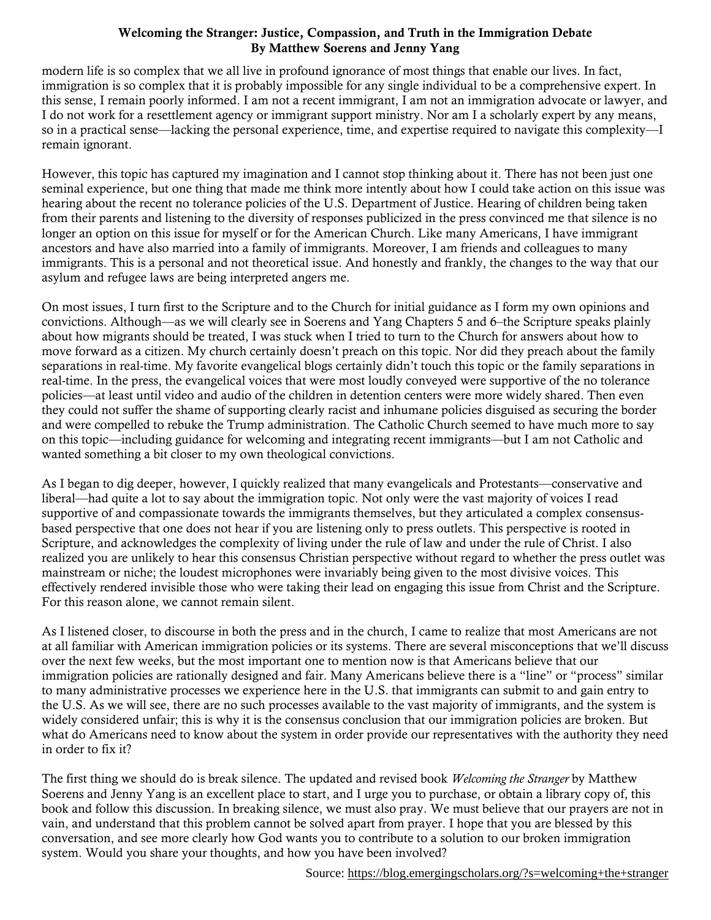modern life is so complex that we all live in profound ignorance of most things that enable our lives. In fact, immigration is so complex that it is probably impossible for any single individual to be a comprehensive expert. In this sense, I remain poorly informed. I am not a recent immigrant, I am not an immigration advocate or lawyer, and I do not work for a resettlement agency or immigrant support ministry. Nor am I a scholarly expert by any means, so in a practical sense—lacking the personal experience, time, and expertise required to navigate this complexity—I remain ignorant.

However, this topic has captured my imagination and I cannot stop thinking about it. There has not been just one seminal experience, but one thing that made me think more intently about how I could take action on this issue was hearing about the recent no tolerance policies of the U.S. Department of Justice. Hearing of children being taken from their parents and listening to the diversity of responses publicized in the press convinced me that silence is no longer an option on this issue for myself or for the American Church. Like many Americans, I have immigrant ancestors and have also married into a family of immigrants. Moreover, I am friends and colleagues to many immigrants. This is a personal and not theoretical issue. And honestly and frankly, the changes to the way that our asylum and refugee laws are being interpreted angers me.

On most issues, I turn first to the Scripture and to the Church for initial guidance as I form my own opinions and convictions. Although—as we will clearly see in Soerens and Yang Chapters 5 and 6–the Scripture speaks plainly about how migrants should be treated, I was stuck when I tried to turn to the Church for answers about how to move forward as a citizen. My church certainly doesn't preach on this topic. Nor did they preach about the family separations in real-time. My favorite evangelical blogs certainly didn't touch this topic or the family separations in real-time. In the press, the evangelical voices that were most loudly conveyed were supportive of the no tolerance policies—at least until video and audio of the children in detention centers were more widely shared. Then even they could not suffer the shame of supporting clearly racist and inhumane policies disguised as securing the border and were compelled to rebuke the Trump administration. The Catholic Church seemed to have much more to say on this topic—including guidance for welcoming and integrating recent immigrants—but I am not Catholic and wanted something a bit closer to my own theological convictions.

As I began to dig deeper, however, I quickly realized that many evangelicals and Protestants—conservative and liberal—had quite a lot to say about the immigration topic. Not only were the vast majority of voices I read supportive of and compassionate towards the immigrants themselves, but they articulated a complex consensus-based perspective that one does not hear if you are listening only to press outlets. This perspective is rooted in Scripture, and acknowledges the complexity of living under the rule of law and under the rule of Christ. I also realized you are unlikely to hear this consensus Christian perspective without regard to whether the press outlet was mainstream or niche; the loudest microphones were invariably being given to the most divisive voices. This effectively rendered invisible those who were taking their lead on engaging this issue from Christ and the Scripture. For this reason alone, we cannot remain silent.

As I listened closer, to discourse in both the press and in the church, I came to realize that most Americans are not at all familiar with American immigration policies or its systems. There are several misconceptions that we'll discuss over the next few weeks, but the most important one to mention now is that Americans believe that our immigration policies are rationally designed and fair. Many Americans believe there is a "line" or "process" similar to many administrative processes we experience here in the U.S. that immigrants can submit to and gain entry to the U.S. As we will see, there are no such processes available to the vast majority of immigrants, and the system is widely considered unfair; this is why it is the consensus conclusion that our immigration policies are broken. But what do Americans need to know about the system in order provide our representatives with the authority they need in order to fix it?

The first thing we should do is break silence. The updated and revised book *Welcoming the Stranger* by Matthew Soerens and Jenny Yang is an excellent place to start, and I urge you to purchase, or obtain a library copy of, this book and follow this discussion. In breaking silence, we must also pray. We must believe that our prayers are not in vain, and understand that this problem cannot be solved apart from prayer. I hope that you are blessed by this conversation, and see more clearly how God wants you to contribute to a solution to our broken immigration system. Would you share your thoughts, and how you have been involved?

Source: https://blog.emergingscholars.org/?s=welcoming+the+stranger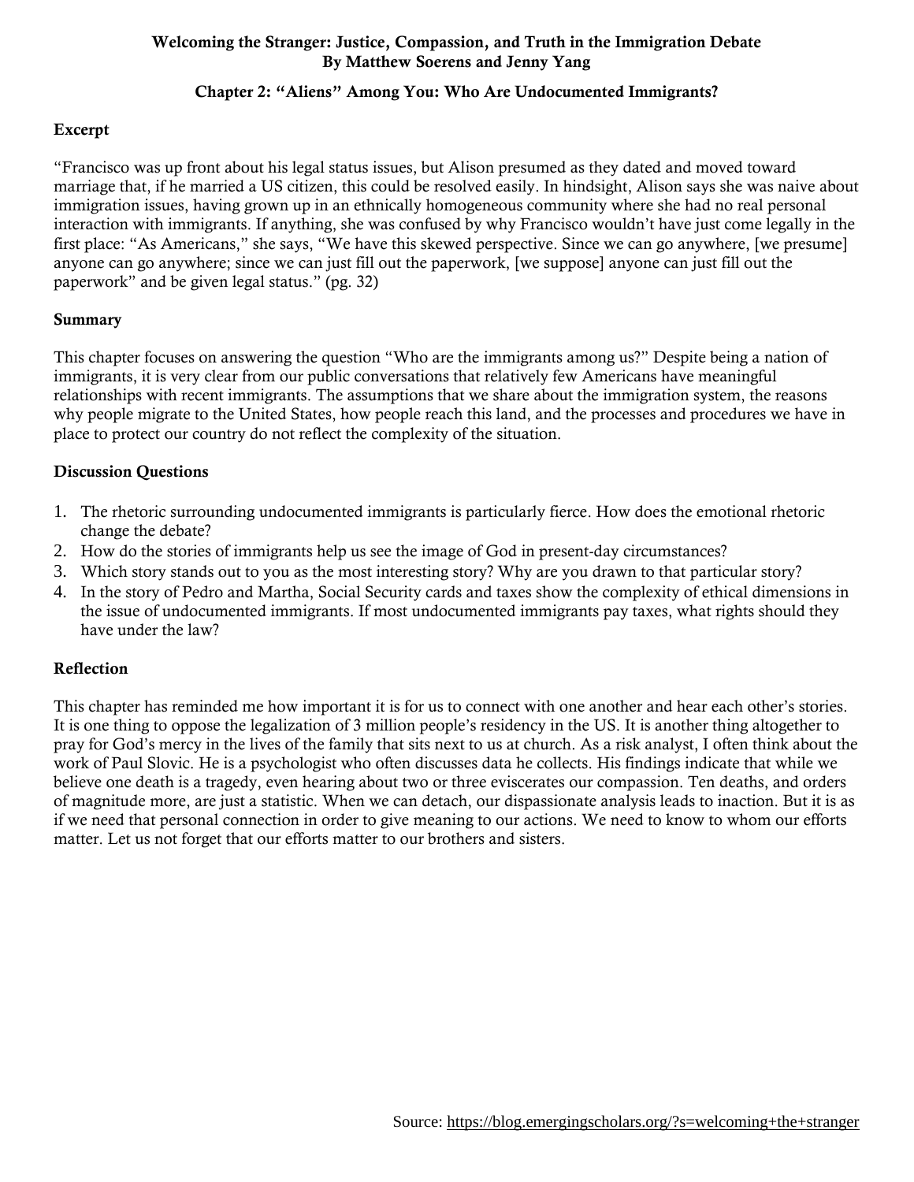**Welcoming the Stranger: Justice, Compassion, and Truth in the Immigration Debate**
**By Matthew Soerens and Jenny Yang**

## Chapter 2: "Aliens" Among You: Who Are Undocumented Immigrants?

### Excerpt

"Francisco was up front about his legal status issues, but Alison presumed as they dated and moved toward marriage that, if he married a US citizen, this could be resolved easily. In hindsight, Alison says she was naive about immigration issues, having grown up in an ethnically homogeneous community where she had no real personal interaction with immigrants. If anything, she was confused by why Francisco wouldn't have just come legally in the first place: "As Americans," she says, "We have this skewed perspective. Since we can go anywhere, [we presume] anyone can go anywhere; since we can just fill out the paperwork, [we suppose] anyone can just fill out the paperwork" and be given legal status." (pg. 32)

### Summary

This chapter focuses on answering the question "Who are the immigrants among us?" Despite being a nation of immigrants, it is very clear from our public conversations that relatively few Americans have meaningful relationships with recent immigrants. The assumptions that we share about the immigration system, the reasons why people migrate to the United States, how people reach this land, and the processes and procedures we have in place to protect our country do not reflect the complexity of the situation.

### Discussion Questions

1. The rhetoric surrounding undocumented immigrants is particularly fierce. How does the emotional rhetoric change the debate?
2. How do the stories of immigrants help us see the image of God in present-day circumstances?
3. Which story stands out to you as the most interesting story? Why are you drawn to that particular story?
4. In the story of Pedro and Martha, Social Security cards and taxes show the complexity of ethical dimensions in the issue of undocumented immigrants. If most undocumented immigrants pay taxes, what rights should they have under the law?

### Reflection

This chapter has reminded me how important it is for us to connect with one another and hear each other's stories. It is one thing to oppose the legalization of 3 million people's residency in the US. It is another thing altogether to pray for God's mercy in the lives of the family that sits next to us at church. As a risk analyst, I often think about the work of Paul Slovic. He is a psychologist who often discusses data he collects. His findings indicate that while we believe one death is a tragedy, even hearing about two or three eviscerates our compassion. Ten deaths, and orders of magnitude more, are just a statistic. When we can detach, our dispassionate analysis leads to inaction. But it is as if we need that personal connection in order to give meaning to our actions. We need to know to whom our efforts matter. Let us not forget that our efforts matter to our brothers and sisters.

Source: https://blog.emergingscholars.org/?s=welcoming+the+stranger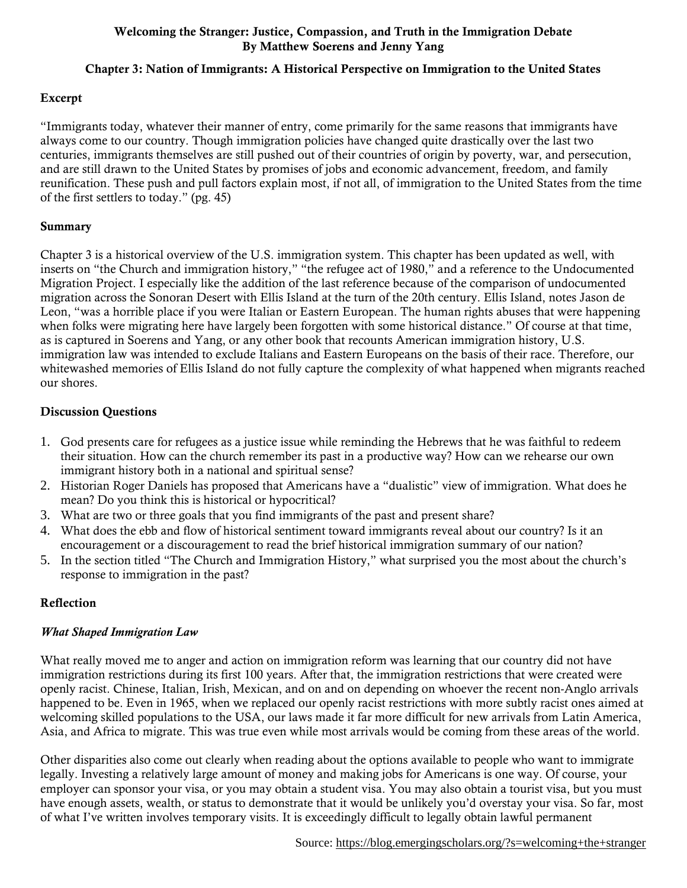**Welcoming the Stranger: Justice, Compassion, and Truth in the Immigration Debate**
**By Matthew Soerens and Jenny Yang**

**Chapter 3: Nation of Immigrants: A Historical Perspective on Immigration to the United States**

## Excerpt

"Immigrants today, whatever their manner of entry, come primarily for the same reasons that immigrants have always come to our country. Though immigration policies have changed quite drastically over the last two centuries, immigrants themselves are still pushed out of their countries of origin by poverty, war, and persecution, and are still drawn to the United States by promises of jobs and economic advancement, freedom, and family reunification. These push and pull factors explain most, if not all, of immigration to the United States from the time of the first settlers to today." (pg. 45)

## Summary

Chapter 3 is a historical overview of the U.S. immigration system. This chapter has been updated as well, with inserts on "the Church and immigration history," "the refugee act of 1980," and a reference to the Undocumented Migration Project. I especially like the addition of the last reference because of the comparison of undocumented migration across the Sonoran Desert with Ellis Island at the turn of the 20th century. Ellis Island, notes Jason de Leon, "was a horrible place if you were Italian or Eastern European. The human rights abuses that were happening when folks were migrating here have largely been forgotten with some historical distance." Of course at that time, as is captured in Soerens and Yang, or any other book that recounts American immigration history, U.S. immigration law was intended to exclude Italians and Eastern Europeans on the basis of their race. Therefore, our whitewashed memories of Ellis Island do not fully capture the complexity of what happened when migrants reached our shores.

## Discussion Questions

1. God presents care for refugees as a justice issue while reminding the Hebrews that he was faithful to redeem their situation. How can the church remember its past in a productive way? How can we rehearse our own immigrant history both in a national and spiritual sense?
2. Historian Roger Daniels has proposed that Americans have a "dualistic" view of immigration. What does he mean? Do you think this is historical or hypocritical?
3. What are two or three goals that you find immigrants of the past and present share?
4. What does the ebb and flow of historical sentiment toward immigrants reveal about our country? Is it an encouragement or a discouragement to read the brief historical immigration summary of our nation?
5. In the section titled "The Church and Immigration History," what surprised you the most about the church's response to immigration in the past?

## Reflection

### *What Shaped Immigration Law*

What really moved me to anger and action on immigration reform was learning that our country did not have immigration restrictions during its first 100 years. After that, the immigration restrictions that were created were openly racist. Chinese, Italian, Irish, Mexican, and on and on depending on whoever the recent non-Anglo arrivals happened to be. Even in 1965, when we replaced our openly racist restrictions with more subtly racist ones aimed at welcoming skilled populations to the USA, our laws made it far more difficult for new arrivals from Latin America, Asia, and Africa to migrate. This was true even while most arrivals would be coming from these areas of the world.

Other disparities also come out clearly when reading about the options available to people who want to immigrate legally. Investing a relatively large amount of money and making jobs for Americans is one way. Of course, your employer can sponsor your visa, or you may obtain a student visa. You may also obtain a tourist visa, but you must have enough assets, wealth, or status to demonstrate that it would be unlikely you'd overstay your visa. So far, most of what I've written involves temporary visits. It is exceedingly difficult to legally obtain lawful permanent

Source: https://blog.emergingscholars.org/?s=welcoming+the+stranger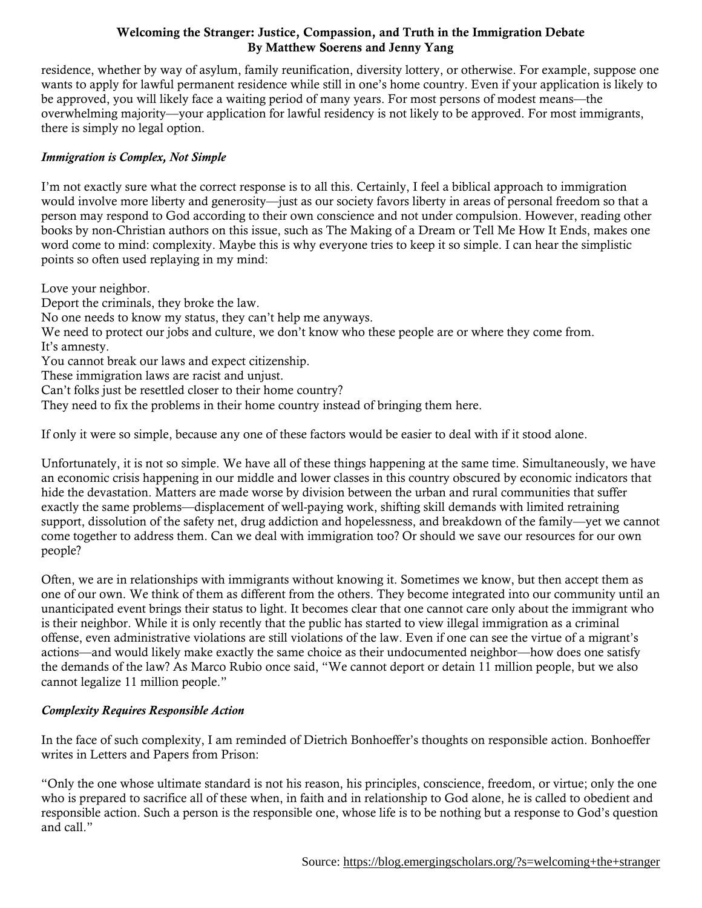residence, whether by way of asylum, family reunification, diversity lottery, or otherwise. For example, suppose one wants to apply for lawful permanent residence while still in one's home country. Even if your application is likely to be approved, you will likely face a waiting period of many years. For most persons of modest means—the overwhelming majority—your application for lawful residency is not likely to be approved. For most immigrants, there is simply no legal option.

### *Immigration is Complex, Not Simple*

I'm not exactly sure what the correct response is to all this. Certainly, I feel a biblical approach to immigration would involve more liberty and generosity—just as our society favors liberty in areas of personal freedom so that a person may respond to God according to their own conscience and not under compulsion. However, reading other books by non-Christian authors on this issue, such as The Making of a Dream or Tell Me How It Ends, makes one word come to mind: complexity. Maybe this is why everyone tries to keep it so simple. I can hear the simplistic points so often used replaying in my mind:

Love your neighbor.
Deport the criminals, they broke the law.
No one needs to know my status, they can't help me anyways.
We need to protect our jobs and culture, we don't know who these people are or where they come from.
It's amnesty.
You cannot break our laws and expect citizenship.
These immigration laws are racist and unjust.
Can't folks just be resettled closer to their home country?
They need to fix the problems in their home country instead of bringing them here.

If only it were so simple, because any one of these factors would be easier to deal with if it stood alone.

Unfortunately, it is not so simple. We have all of these things happening at the same time. Simultaneously, we have an economic crisis happening in our middle and lower classes in this country obscured by economic indicators that hide the devastation. Matters are made worse by division between the urban and rural communities that suffer exactly the same problems—displacement of well-paying work, shifting skill demands with limited retraining support, dissolution of the safety net, drug addiction and hopelessness, and breakdown of the family—yet we cannot come together to address them. Can we deal with immigration too? Or should we save our resources for our own people?

Often, we are in relationships with immigrants without knowing it. Sometimes we know, but then accept them as one of our own. We think of them as different from the others. They become integrated into our community until an unanticipated event brings their status to light. It becomes clear that one cannot care only about the immigrant who is their neighbor. While it is only recently that the public has started to view illegal immigration as a criminal offense, even administrative violations are still violations of the law. Even if one can see the virtue of a migrant's actions—and would likely make exactly the same choice as their undocumented neighbor—how does one satisfy the demands of the law? As Marco Rubio once said, "We cannot deport or detain 11 million people, but we also cannot legalize 11 million people."

### *Complexity Requires Responsible Action*

In the face of such complexity, I am reminded of Dietrich Bonhoeffer's thoughts on responsible action. Bonhoeffer writes in Letters and Papers from Prison:

"Only the one whose ultimate standard is not his reason, his principles, conscience, freedom, or virtue; only the one who is prepared to sacrifice all of these when, in faith and in relationship to God alone, he is called to obedient and responsible action. Such a person is the responsible one, whose life is to be nothing but a response to God's question and call."

Source: https://blog.emergingscholars.org/?s=welcoming+the+stranger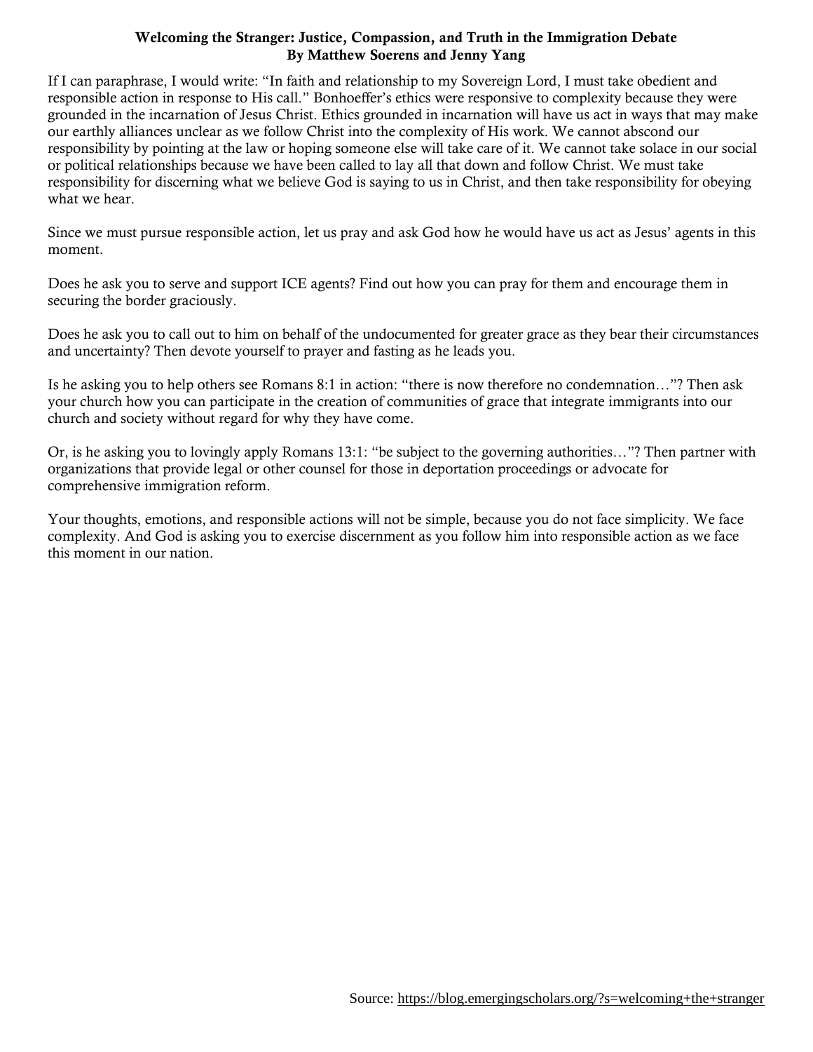**Welcoming the Stranger: Justice, Compassion, and Truth in the Immigration Debate**
**By Matthew Soerens and Jenny Yang**

If I can paraphrase, I would write: "In faith and relationship to my Sovereign Lord, I must take obedient and responsible action in response to His call." Bonhoeffer's ethics were responsive to complexity because they were grounded in the incarnation of Jesus Christ. Ethics grounded in incarnation will have us act in ways that may make our earthly alliances unclear as we follow Christ into the complexity of His work. We cannot abscond our responsibility by pointing at the law or hoping someone else will take care of it. We cannot take solace in our social or political relationships because we have been called to lay all that down and follow Christ. We must take responsibility for discerning what we believe God is saying to us in Christ, and then take responsibility for obeying what we hear.

Since we must pursue responsible action, let us pray and ask God how he would have us act as Jesus' agents in this moment.

Does he ask you to serve and support ICE agents? Find out how you can pray for them and encourage them in securing the border graciously.

Does he ask you to call out to him on behalf of the undocumented for greater grace as they bear their circumstances and uncertainty? Then devote yourself to prayer and fasting as he leads you.

Is he asking you to help others see Romans 8:1 in action: "there is now therefore no condemnation…"? Then ask your church how you can participate in the creation of communities of grace that integrate immigrants into our church and society without regard for why they have come.

Or, is he asking you to lovingly apply Romans 13:1: "be subject to the governing authorities…"? Then partner with organizations that provide legal or other counsel for those in deportation proceedings or advocate for comprehensive immigration reform.

Your thoughts, emotions, and responsible actions will not be simple, because you do not face simplicity. We face complexity. And God is asking you to exercise discernment as you follow him into responsible action as we face this moment in our nation.

Source: https://blog.emergingscholars.org/?s=welcoming+the+stranger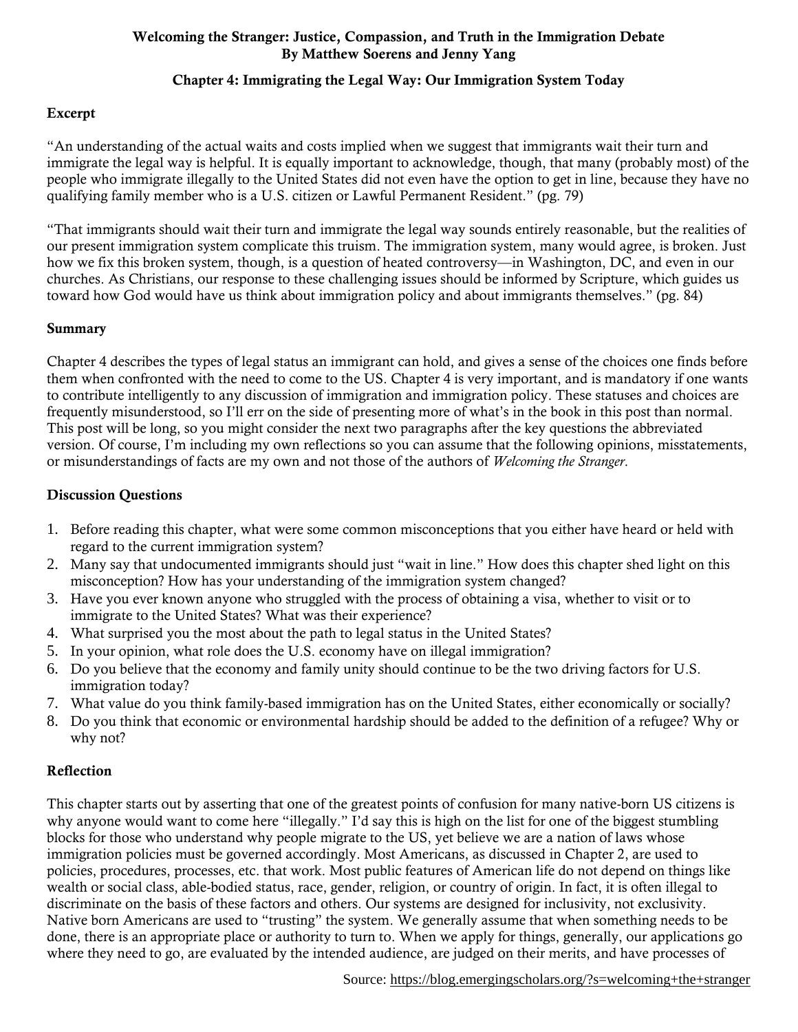**Welcoming the Stranger: Justice, Compassion, and Truth in the Immigration Debate**
**By Matthew Soerens and Jenny Yang**

**Chapter 4: Immigrating the Legal Way: Our Immigration System Today**

## Excerpt

"An understanding of the actual waits and costs implied when we suggest that immigrants wait their turn and immigrate the legal way is helpful. It is equally important to acknowledge, though, that many (probably most) of the people who immigrate illegally to the United States did not even have the option to get in line, because they have no qualifying family member who is a U.S. citizen or Lawful Permanent Resident." (pg. 79)

"That immigrants should wait their turn and immigrate the legal way sounds entirely reasonable, but the realities of our present immigration system complicate this truism. The immigration system, many would agree, is broken. Just how we fix this broken system, though, is a question of heated controversy—in Washington, DC, and even in our churches. As Christians, our response to these challenging issues should be informed by Scripture, which guides us toward how God would have us think about immigration policy and about immigrants themselves." (pg. 84)

## Summary

Chapter 4 describes the types of legal status an immigrant can hold, and gives a sense of the choices one finds before them when confronted with the need to come to the US. Chapter 4 is very important, and is mandatory if one wants to contribute intelligently to any discussion of immigration and immigration policy. These statuses and choices are frequently misunderstood, so I'll err on the side of presenting more of what's in the book in this post than normal. This post will be long, so you might consider the next two paragraphs after the key questions the abbreviated version. Of course, I'm including my own reflections so you can assume that the following opinions, misstatements, or misunderstandings of facts are my own and not those of the authors of *Welcoming the Stranger*.

## Discussion Questions

1. Before reading this chapter, what were some common misconceptions that you either have heard or held with regard to the current immigration system?
2. Many say that undocumented immigrants should just "wait in line." How does this chapter shed light on this misconception? How has your understanding of the immigration system changed?
3. Have you ever known anyone who struggled with the process of obtaining a visa, whether to visit or to immigrate to the United States? What was their experience?
4. What surprised you the most about the path to legal status in the United States?
5. In your opinion, what role does the U.S. economy have on illegal immigration?
6. Do you believe that the economy and family unity should continue to be the two driving factors for U.S. immigration today?
7. What value do you think family-based immigration has on the United States, either economically or socially?
8. Do you think that economic or environmental hardship should be added to the definition of a refugee? Why or why not?

## Reflection

This chapter starts out by asserting that one of the greatest points of confusion for many native-born US citizens is why anyone would want to come here "illegally." I'd say this is high on the list for one of the biggest stumbling blocks for those who understand why people migrate to the US, yet believe we are a nation of laws whose immigration policies must be governed accordingly. Most Americans, as discussed in Chapter 2, are used to policies, procedures, processes, etc. that work. Most public features of American life do not depend on things like wealth or social class, able-bodied status, race, gender, religion, or country of origin. In fact, it is often illegal to discriminate on the basis of these factors and others. Our systems are designed for inclusivity, not exclusivity. Native born Americans are used to "trusting" the system. We generally assume that when something needs to be done, there is an appropriate place or authority to turn to. When we apply for things, generally, our applications go where they need to go, are evaluated by the intended audience, are judged on their merits, and have processes of

Source: https://blog.emergingscholars.org/?s=welcoming+the+stranger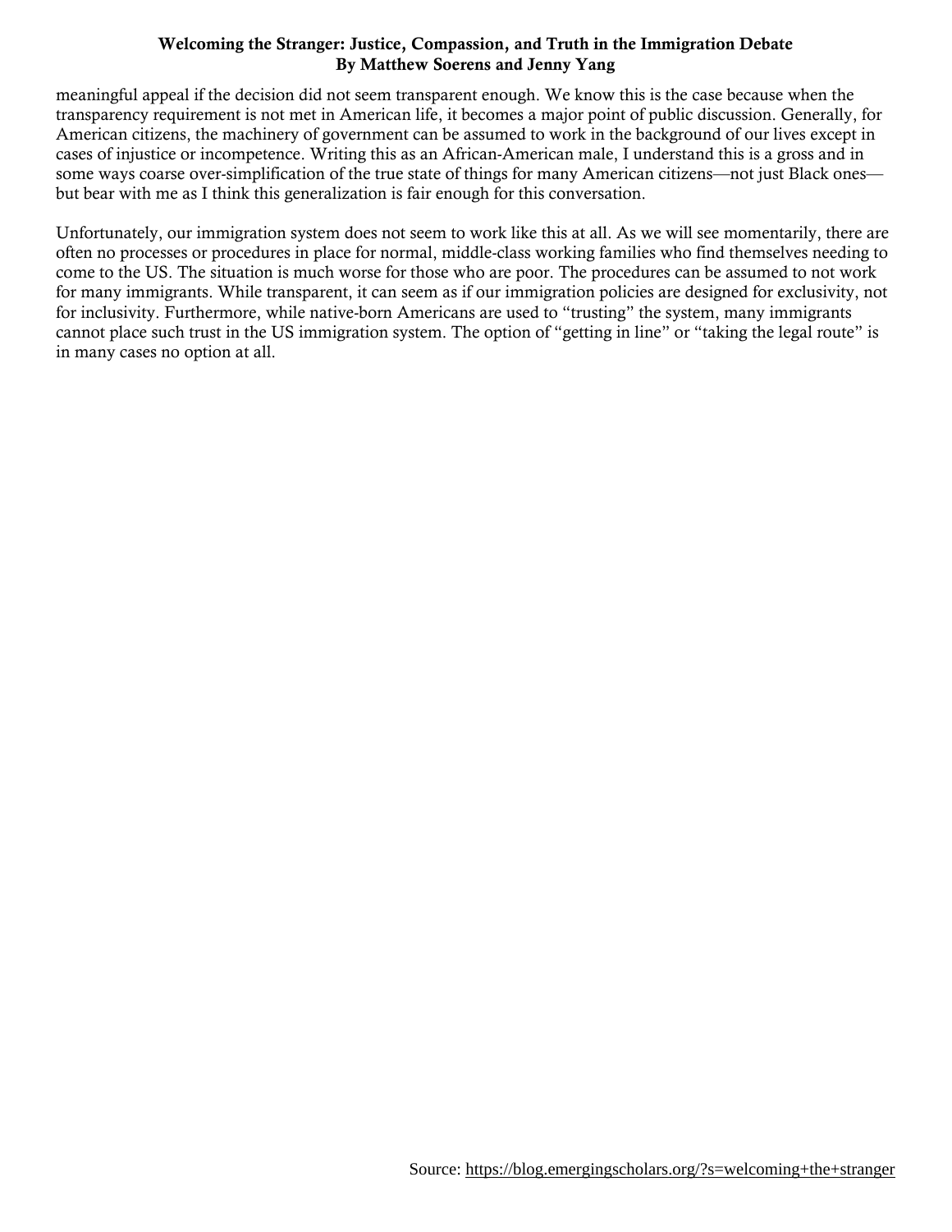meaningful appeal if the decision did not seem transparent enough. We know this is the case because when the transparency requirement is not met in American life, it becomes a major point of public discussion. Generally, for American citizens, the machinery of government can be assumed to work in the background of our lives except in cases of injustice or incompetence. Writing this as an African-American male, I understand this is a gross and in some ways coarse over-simplification of the true state of things for many American citizens—not just Black ones—but bear with me as I think this generalization is fair enough for this conversation.

Unfortunately, our immigration system does not seem to work like this at all. As we will see momentarily, there are often no processes or procedures in place for normal, middle-class working families who find themselves needing to come to the US. The situation is much worse for those who are poor. The procedures can be assumed to not work for many immigrants. While transparent, it can seem as if our immigration policies are designed for exclusivity, not for inclusivity. Furthermore, while native-born Americans are used to "trusting" the system, many immigrants cannot place such trust in the US immigration system. The option of "getting in line" or "taking the legal route" is in many cases no option at all.

Source: https://blog.emergingscholars.org/?s=welcoming+the+stranger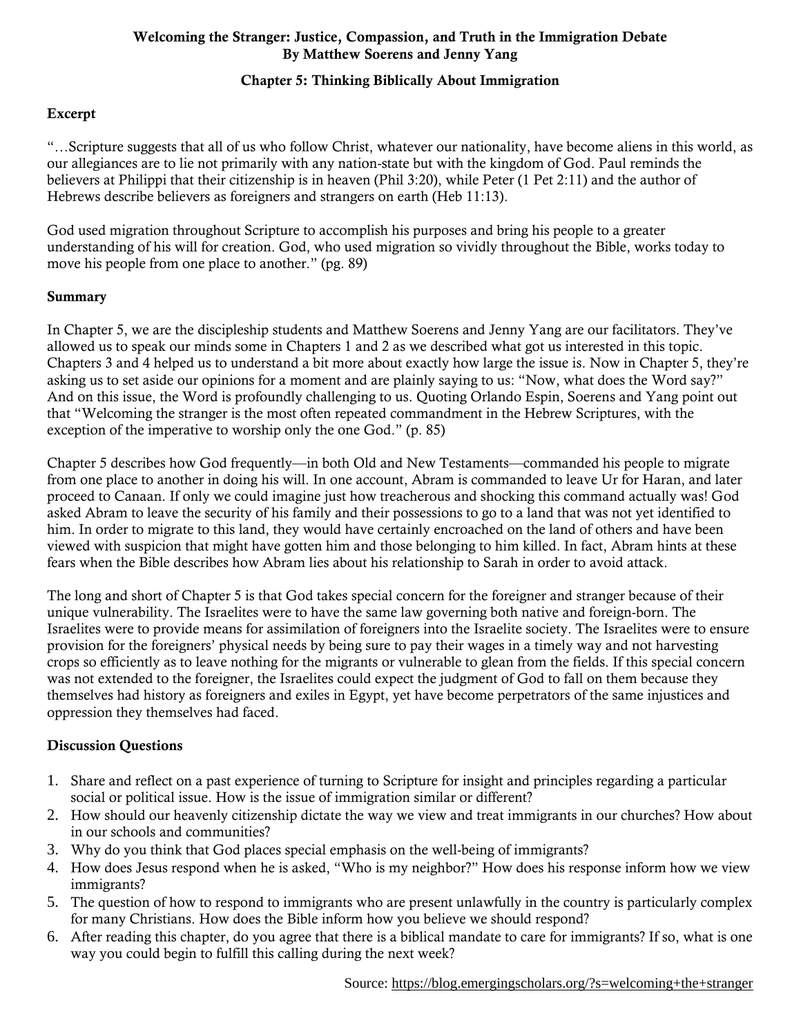**Welcoming the Stranger: Justice, Compassion, and Truth in the Immigration Debate**
**By Matthew Soerens and Jenny Yang**

**Chapter 5: Thinking Biblically About Immigration**

## Excerpt

"…Scripture suggests that all of us who follow Christ, whatever our nationality, have become aliens in this world, as our allegiances are to lie not primarily with any nation-state but with the kingdom of God. Paul reminds the believers at Philippi that their citizenship is in heaven (Phil 3:20), while Peter (1 Pet 2:11) and the author of Hebrews describe believers as foreigners and strangers on earth (Heb 11:13).

God used migration throughout Scripture to accomplish his purposes and bring his people to a greater understanding of his will for creation. God, who used migration so vividly throughout the Bible, works today to move his people from one place to another." (pg. 89)

## Summary

In Chapter 5, we are the discipleship students and Matthew Soerens and Jenny Yang are our facilitators. They've allowed us to speak our minds some in Chapters 1 and 2 as we described what got us interested in this topic. Chapters 3 and 4 helped us to understand a bit more about exactly how large the issue is. Now in Chapter 5, they're asking us to set aside our opinions for a moment and are plainly saying to us: "Now, what does the Word say?" And on this issue, the Word is profoundly challenging to us. Quoting Orlando Espin, Soerens and Yang point out that "Welcoming the stranger is the most often repeated commandment in the Hebrew Scriptures, with the exception of the imperative to worship only the one God." (p. 85)

Chapter 5 describes how God frequently—in both Old and New Testaments—commanded his people to migrate from one place to another in doing his will. In one account, Abram is commanded to leave Ur for Haran, and later proceed to Canaan. If only we could imagine just how treacherous and shocking this command actually was! God asked Abram to leave the security of his family and their possessions to go to a land that was not yet identified to him. In order to migrate to this land, they would have certainly encroached on the land of others and have been viewed with suspicion that might have gotten him and those belonging to him killed. In fact, Abram hints at these fears when the Bible describes how Abram lies about his relationship to Sarah in order to avoid attack.

The long and short of Chapter 5 is that God takes special concern for the foreigner and stranger because of their unique vulnerability. The Israelites were to have the same law governing both native and foreign-born. The Israelites were to provide means for assimilation of foreigners into the Israelite society. The Israelites were to ensure provision for the foreigners' physical needs by being sure to pay their wages in a timely way and not harvesting crops so efficiently as to leave nothing for the migrants or vulnerable to glean from the fields. If this special concern was not extended to the foreigner, the Israelites could expect the judgment of God to fall on them because they themselves had history as foreigners and exiles in Egypt, yet have become perpetrators of the same injustices and oppression they themselves had faced.

## Discussion Questions

1. Share and reflect on a past experience of turning to Scripture for insight and principles regarding a particular social or political issue. How is the issue of immigration similar or different?
2. How should our heavenly citizenship dictate the way we view and treat immigrants in our churches? How about in our schools and communities?
3. Why do you think that God places special emphasis on the well-being of immigrants?
4. How does Jesus respond when he is asked, "Who is my neighbor?" How does his response inform how we view immigrants?
5. The question of how to respond to immigrants who are present unlawfully in the country is particularly complex for many Christians. How does the Bible inform how you believe we should respond?
6. After reading this chapter, do you agree that there is a biblical mandate to care for immigrants? If so, what is one way you could begin to fulfill this calling during the next week?

Source: https://blog.emergingscholars.org/?s=welcoming+the+stranger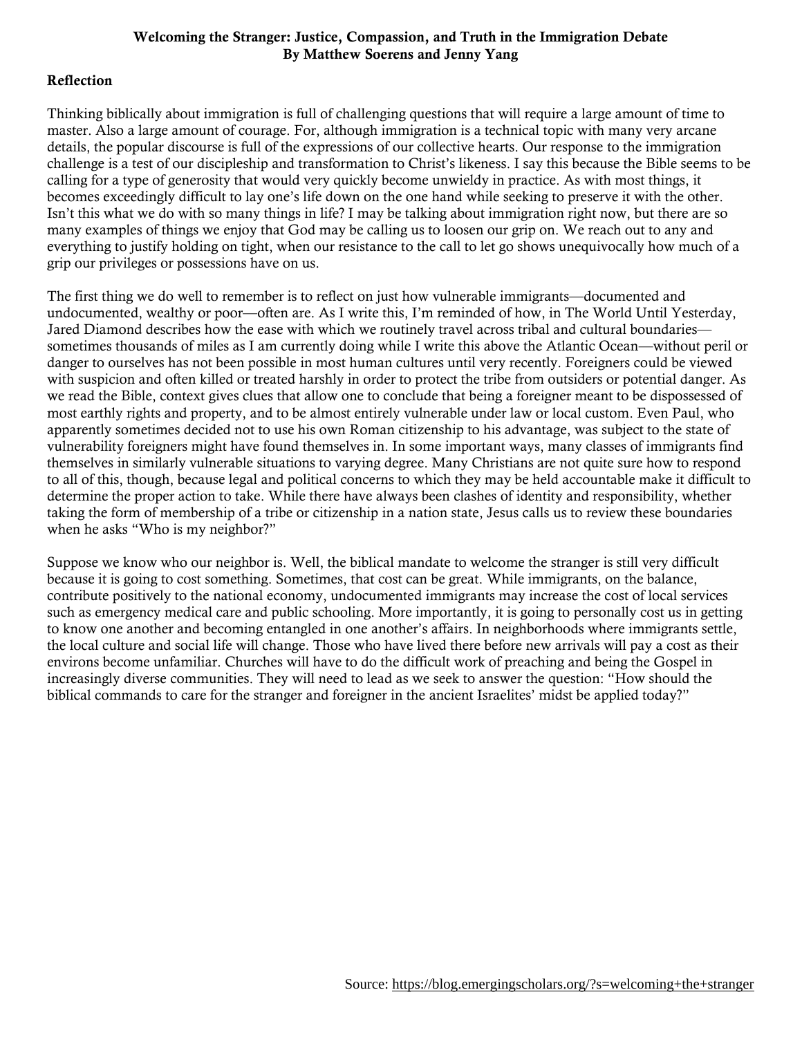**Welcoming the Stranger: Justice, Compassion, and Truth in the Immigration Debate**
**By Matthew Soerens and Jenny Yang**

## Reflection

Thinking biblically about immigration is full of challenging questions that will require a large amount of time to master. Also a large amount of courage. For, although immigration is a technical topic with many very arcane details, the popular discourse is full of the expressions of our collective hearts. Our response to the immigration challenge is a test of our discipleship and transformation to Christ's likeness. I say this because the Bible seems to be calling for a type of generosity that would very quickly become unwieldy in practice. As with most things, it becomes exceedingly difficult to lay one's life down on the one hand while seeking to preserve it with the other. Isn't this what we do with so many things in life? I may be talking about immigration right now, but there are so many examples of things we enjoy that God may be calling us to loosen our grip on. We reach out to any and everything to justify holding on tight, when our resistance to the call to let go shows unequivocally how much of a grip our privileges or possessions have on us.

The first thing we do well to remember is to reflect on just how vulnerable immigrants—documented and undocumented, wealthy or poor—often are. As I write this, I'm reminded of how, in The World Until Yesterday, Jared Diamond describes how the ease with which we routinely travel across tribal and cultural boundaries—sometimes thousands of miles as I am currently doing while I write this above the Atlantic Ocean—without peril or danger to ourselves has not been possible in most human cultures until very recently. Foreigners could be viewed with suspicion and often killed or treated harshly in order to protect the tribe from outsiders or potential danger. As we read the Bible, context gives clues that allow one to conclude that being a foreigner meant to be dispossessed of most earthly rights and property, and to be almost entirely vulnerable under law or local custom. Even Paul, who apparently sometimes decided not to use his own Roman citizenship to his advantage, was subject to the state of vulnerability foreigners might have found themselves in. In some important ways, many classes of immigrants find themselves in similarly vulnerable situations to varying degree. Many Christians are not quite sure how to respond to all of this, though, because legal and political concerns to which they may be held accountable make it difficult to determine the proper action to take. While there have always been clashes of identity and responsibility, whether taking the form of membership of a tribe or citizenship in a nation state, Jesus calls us to review these boundaries when he asks "Who is my neighbor?"

Suppose we know who our neighbor is. Well, the biblical mandate to welcome the stranger is still very difficult because it is going to cost something. Sometimes, that cost can be great. While immigrants, on the balance, contribute positively to the national economy, undocumented immigrants may increase the cost of local services such as emergency medical care and public schooling. More importantly, it is going to personally cost us in getting to know one another and becoming entangled in one another's affairs. In neighborhoods where immigrants settle, the local culture and social life will change. Those who have lived there before new arrivals will pay a cost as their environs become unfamiliar. Churches will have to do the difficult work of preaching and being the Gospel in increasingly diverse communities. They will need to lead as we seek to answer the question: "How should the biblical commands to care for the stranger and foreigner in the ancient Israelites' midst be applied today?"

Source: https://blog.emergingscholars.org/?s=welcoming+the+stranger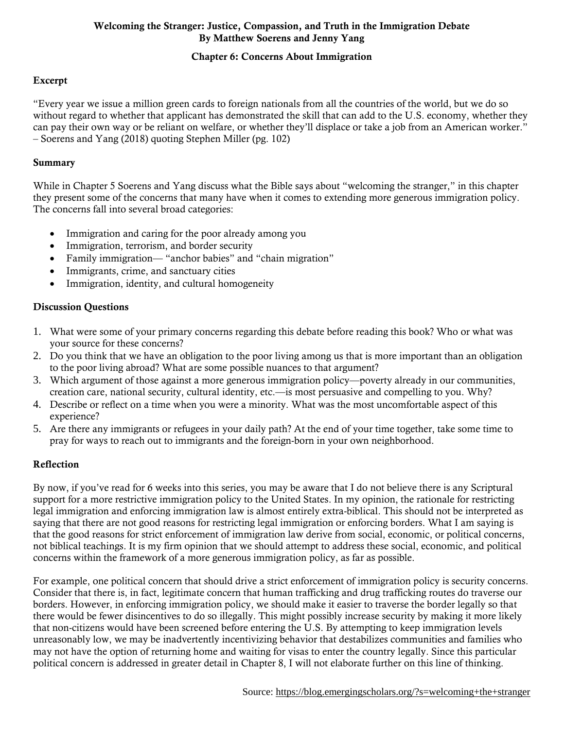**Welcoming the Stranger: Justice, Compassion, and Truth in the Immigration Debate**
**By Matthew Soerens and Jenny Yang**

**Chapter 6: Concerns About Immigration**

## Excerpt

"Every year we issue a million green cards to foreign nationals from all the countries of the world, but we do so without regard to whether that applicant has demonstrated the skill that can add to the U.S. economy, whether they can pay their own way or be reliant on welfare, or whether they'll displace or take a job from an American worker." – Soerens and Yang (2018) quoting Stephen Miller (pg. 102)

## Summary

While in Chapter 5 Soerens and Yang discuss what the Bible says about "welcoming the stranger," in this chapter they present some of the concerns that many have when it comes to extending more generous immigration policy. The concerns fall into several broad categories:

- Immigration and caring for the poor already among you
- Immigration, terrorism, and border security
- Family immigration— "anchor babies" and "chain migration"
- Immigrants, crime, and sanctuary cities
- Immigration, identity, and cultural homogeneity

## Discussion Questions

1. What were some of your primary concerns regarding this debate before reading this book? Who or what was your source for these concerns?
2. Do you think that we have an obligation to the poor living among us that is more important than an obligation to the poor living abroad? What are some possible nuances to that argument?
3. Which argument of those against a more generous immigration policy—poverty already in our communities, creation care, national security, cultural identity, etc.—is most persuasive and compelling to you. Why?
4. Describe or reflect on a time when you were a minority. What was the most uncomfortable aspect of this experience?
5. Are there any immigrants or refugees in your daily path? At the end of your time together, take some time to pray for ways to reach out to immigrants and the foreign-born in your own neighborhood.

## Reflection

By now, if you've read for 6 weeks into this series, you may be aware that I do not believe there is any Scriptural support for a more restrictive immigration policy to the United States. In my opinion, the rationale for restricting legal immigration and enforcing immigration law is almost entirely extra-biblical. This should not be interpreted as saying that there are not good reasons for restricting legal immigration or enforcing borders. What I am saying is that the good reasons for strict enforcement of immigration law derive from social, economic, or political concerns, not biblical teachings. It is my firm opinion that we should attempt to address these social, economic, and political concerns within the framework of a more generous immigration policy, as far as possible.

For example, one political concern that should drive a strict enforcement of immigration policy is security concerns. Consider that there is, in fact, legitimate concern that human trafficking and drug trafficking routes do traverse our borders. However, in enforcing immigration policy, we should make it easier to traverse the border legally so that there would be fewer disincentives to do so illegally. This might possibly increase security by making it more likely that non-citizens would have been screened before entering the U.S. By attempting to keep immigration levels unreasonably low, we may be inadvertently incentivizing behavior that destabilizes communities and families who may not have the option of returning home and waiting for visas to enter the country legally. Since this particular political concern is addressed in greater detail in Chapter 8, I will not elaborate further on this line of thinking.

Source: https://blog.emergingscholars.org/?s=welcoming+the+stranger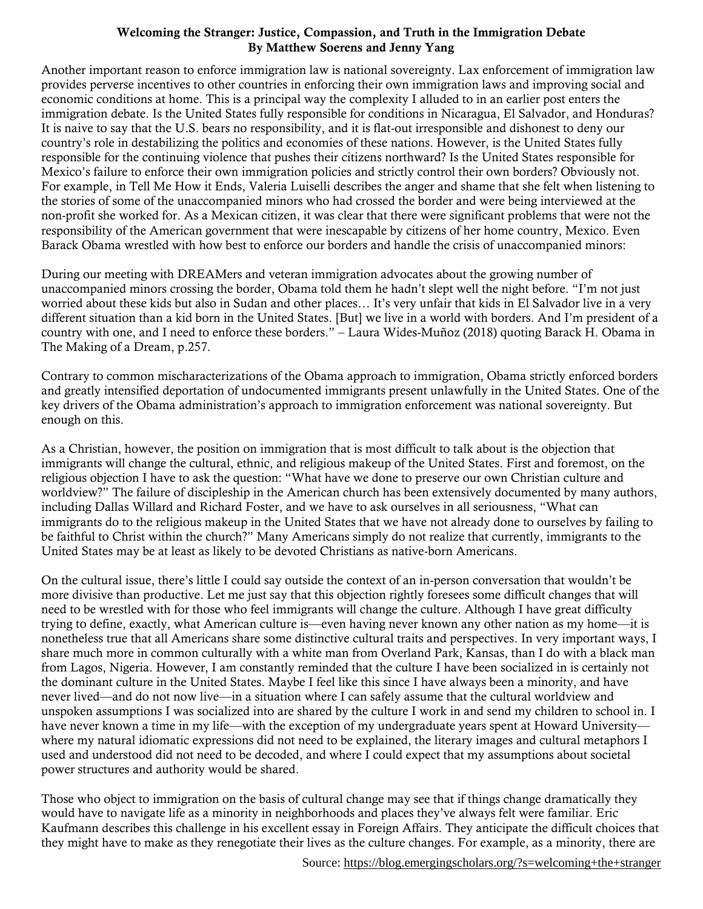**Welcoming the Stranger: Justice, Compassion, and Truth in the Immigration Debate**
**By Matthew Soerens and Jenny Yang**

Another important reason to enforce immigration law is national sovereignty. Lax enforcement of immigration law provides perverse incentives to other countries in enforcing their own immigration laws and improving social and economic conditions at home. This is a principal way the complexity I alluded to in an earlier post enters the immigration debate. Is the United States fully responsible for conditions in Nicaragua, El Salvador, and Honduras? It is naive to say that the U.S. bears no responsibility, and it is flat-out irresponsible and dishonest to deny our country's role in destabilizing the politics and economies of these nations. However, is the United States fully responsible for the continuing violence that pushes their citizens northward? Is the United States responsible for Mexico's failure to enforce their own immigration policies and strictly control their own borders? Obviously not. For example, in Tell Me How it Ends, Valeria Luiselli describes the anger and shame that she felt when listening to the stories of some of the unaccompanied minors who had crossed the border and were being interviewed at the non-profit she worked for. As a Mexican citizen, it was clear that there were significant problems that were not the responsibility of the American government that were inescapable by citizens of her home country, Mexico. Even Barack Obama wrestled with how best to enforce our borders and handle the crisis of unaccompanied minors:

During our meeting with DREAMers and veteran immigration advocates about the growing number of unaccompanied minors crossing the border, Obama told them he hadn't slept well the night before. "I'm not just worried about these kids but also in Sudan and other places… It's very unfair that kids in El Salvador live in a very different situation than a kid born in the United States. [But] we live in a world with borders. And I'm president of a country with one, and I need to enforce these borders." – Laura Wides-Muñoz (2018) quoting Barack H. Obama in The Making of a Dream, p.257.

Contrary to common mischaracterizations of the Obama approach to immigration, Obama strictly enforced borders and greatly intensified deportation of undocumented immigrants present unlawfully in the United States. One of the key drivers of the Obama administration's approach to immigration enforcement was national sovereignty. But enough on this.

As a Christian, however, the position on immigration that is most difficult to talk about is the objection that immigrants will change the cultural, ethnic, and religious makeup of the United States. First and foremost, on the religious objection I have to ask the question: "What have we done to preserve our own Christian culture and worldview?" The failure of discipleship in the American church has been extensively documented by many authors, including Dallas Willard and Richard Foster, and we have to ask ourselves in all seriousness, "What can immigrants do to the religious makeup in the United States that we have not already done to ourselves by failing to be faithful to Christ within the church?" Many Americans simply do not realize that currently, immigrants to the United States may be at least as likely to be devoted Christians as native-born Americans.

On the cultural issue, there's little I could say outside the context of an in-person conversation that wouldn't be more divisive than productive. Let me just say that this objection rightly foresees some difficult changes that will need to be wrestled with for those who feel immigrants will change the culture. Although I have great difficulty trying to define, exactly, what American culture is—even having never known any other nation as my home—it is nonetheless true that all Americans share some distinctive cultural traits and perspectives. In very important ways, I share much more in common culturally with a white man from Overland Park, Kansas, than I do with a black man from Lagos, Nigeria. However, I am constantly reminded that the culture I have been socialized in is certainly not the dominant culture in the United States. Maybe I feel like this since I have always been a minority, and have never lived—and do not now live—in a situation where I can safely assume that the cultural worldview and unspoken assumptions I was socialized into are shared by the culture I work in and send my children to school in. I have never known a time in my life—with the exception of my undergraduate years spent at Howard University—where my natural idiomatic expressions did not need to be explained, the literary images and cultural metaphors I used and understood did not need to be decoded, and where I could expect that my assumptions about societal power structures and authority would be shared.

Those who object to immigration on the basis of cultural change may see that if things change dramatically they would have to navigate life as a minority in neighborhoods and places they've always felt were familiar. Eric Kaufmann describes this challenge in his excellent essay in Foreign Affairs. They anticipate the difficult choices that they might have to make as they renegotiate their lives as the culture changes. For example, as a minority, there are

Source: https://blog.emergingscholars.org/?s=welcoming+the+stranger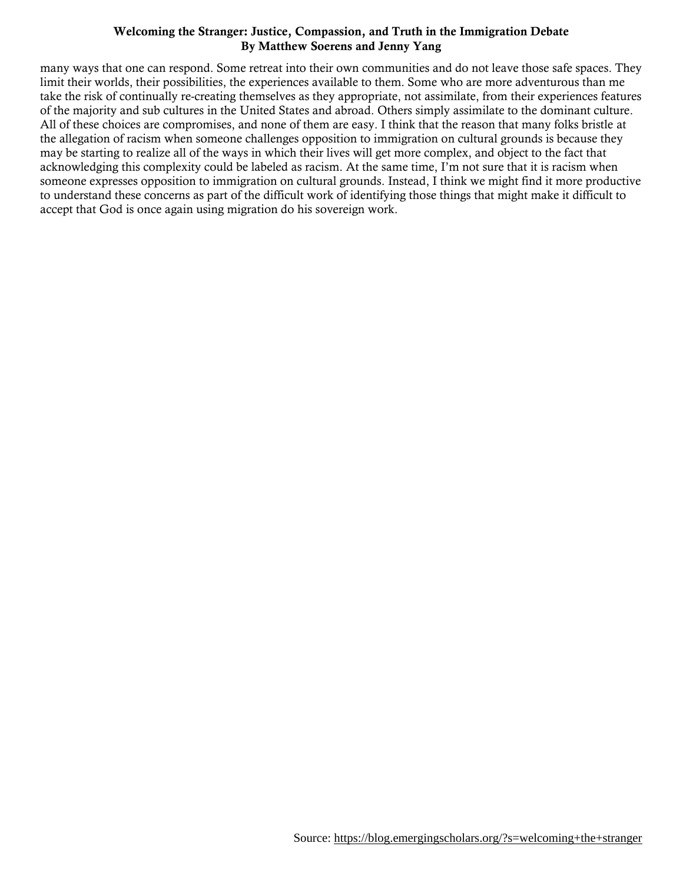many ways that one can respond. Some retreat into their own communities and do not leave those safe spaces. They limit their worlds, their possibilities, the experiences available to them. Some who are more adventurous than me take the risk of continually re-creating themselves as they appropriate, not assimilate, from their experiences features of the majority and sub cultures in the United States and abroad. Others simply assimilate to the dominant culture. All of these choices are compromises, and none of them are easy. I think that the reason that many folks bristle at the allegation of racism when someone challenges opposition to immigration on cultural grounds is because they may be starting to realize all of the ways in which their lives will get more complex, and object to the fact that acknowledging this complexity could be labeled as racism. At the same time, I'm not sure that it is racism when someone expresses opposition to immigration on cultural grounds. Instead, I think we might find it more productive to understand these concerns as part of the difficult work of identifying those things that might make it difficult to accept that God is once again using migration do his sovereign work.

Source: https://blog.emergingscholars.org/?s=welcoming+the+stranger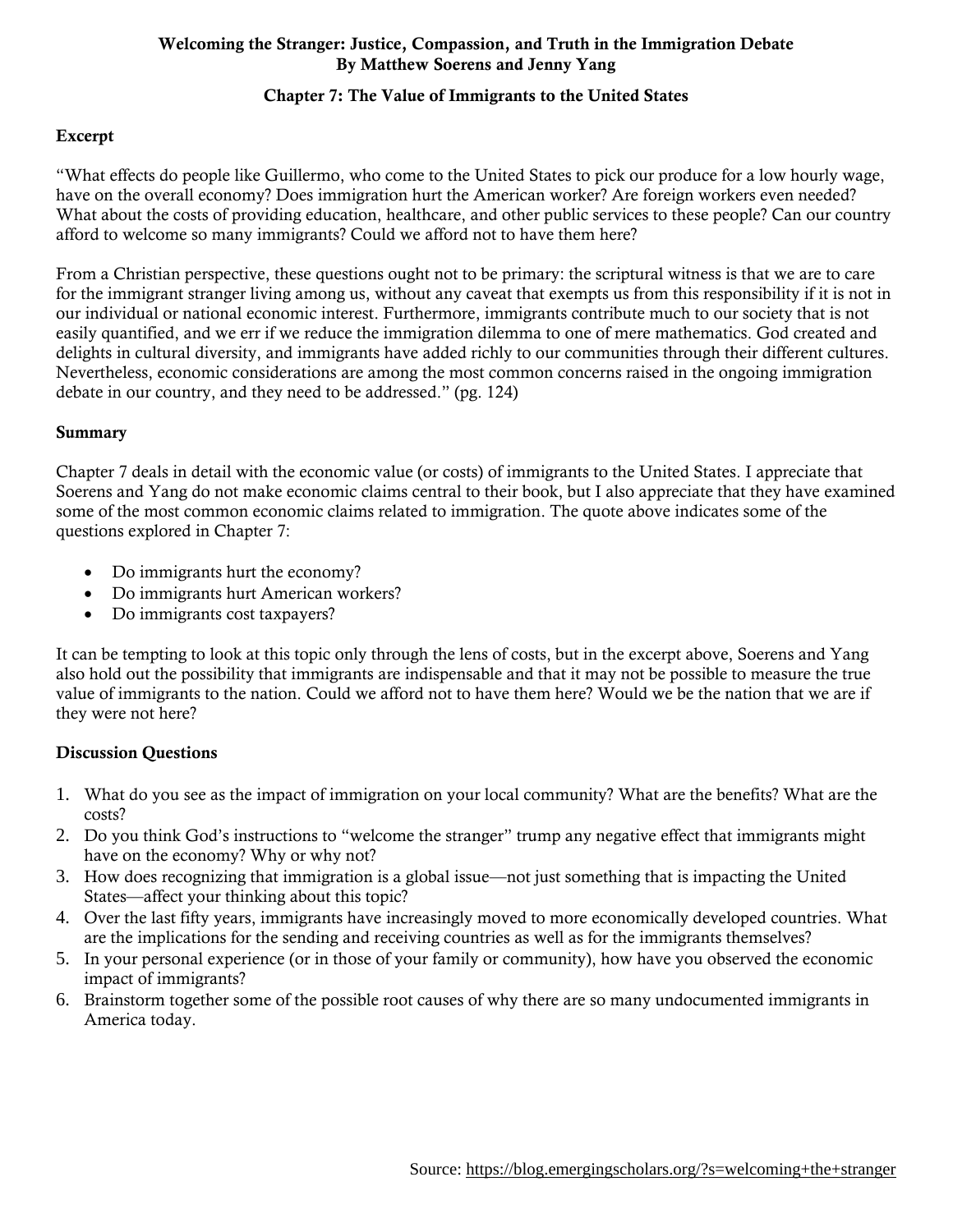**Welcoming the Stranger: Justice, Compassion, and Truth in the Immigration Debate**
**By Matthew Soerens and Jenny Yang**

**Chapter 7: The Value of Immigrants to the United States**

## Excerpt

"What effects do people like Guillermo, who come to the United States to pick our produce for a low hourly wage, have on the overall economy? Does immigration hurt the American worker? Are foreign workers even needed? What about the costs of providing education, healthcare, and other public services to these people? Can our country afford to welcome so many immigrants? Could we afford not to have them here?

From a Christian perspective, these questions ought not to be primary: the scriptural witness is that we are to care for the immigrant stranger living among us, without any caveat that exempts us from this responsibility if it is not in our individual or national economic interest. Furthermore, immigrants contribute much to our society that is not easily quantified, and we err if we reduce the immigration dilemma to one of mere mathematics. God created and delights in cultural diversity, and immigrants have added richly to our communities through their different cultures. Nevertheless, economic considerations are among the most common concerns raised in the ongoing immigration debate in our country, and they need to be addressed." (pg. 124)

## Summary

Chapter 7 deals in detail with the economic value (or costs) of immigrants to the United States. I appreciate that Soerens and Yang do not make economic claims central to their book, but I also appreciate that they have examined some of the most common economic claims related to immigration. The quote above indicates some of the questions explored in Chapter 7:

- Do immigrants hurt the economy?
- Do immigrants hurt American workers?
- Do immigrants cost taxpayers?

It can be tempting to look at this topic only through the lens of costs, but in the excerpt above, Soerens and Yang also hold out the possibility that immigrants are indispensable and that it may not be possible to measure the true value of immigrants to the nation. Could we afford not to have them here? Would we be the nation that we are if they were not here?

## Discussion Questions

1. What do you see as the impact of immigration on your local community? What are the benefits? What are the costs?
2. Do you think God's instructions to "welcome the stranger" trump any negative effect that immigrants might have on the economy? Why or why not?
3. How does recognizing that immigration is a global issue—not just something that is impacting the United States—affect your thinking about this topic?
4. Over the last fifty years, immigrants have increasingly moved to more economically developed countries. What are the implications for the sending and receiving countries as well as for the immigrants themselves?
5. In your personal experience (or in those of your family or community), how have you observed the economic impact of immigrants?
6. Brainstorm together some of the possible root causes of why there are so many undocumented immigrants in America today.

Source: https://blog.emergingscholars.org/?s=welcoming+the+stranger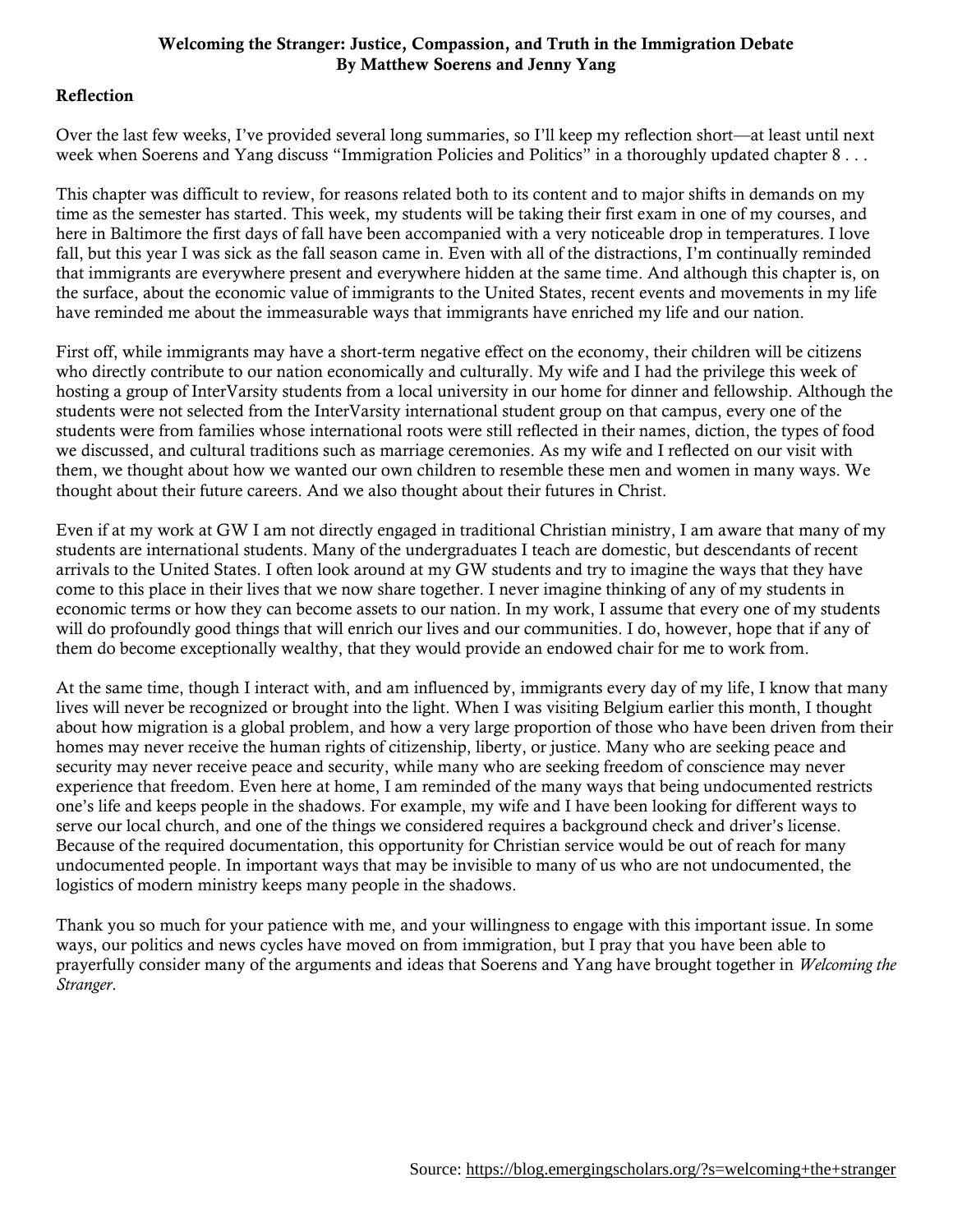**Welcoming the Stranger: Justice, Compassion, and Truth in the Immigration Debate**
**By Matthew Soerens and Jenny Yang**

## Reflection

Over the last few weeks, I've provided several long summaries, so I'll keep my reflection short—at least until next week when Soerens and Yang discuss "Immigration Policies and Politics" in a thoroughly updated chapter 8 . . .

This chapter was difficult to review, for reasons related both to its content and to major shifts in demands on my time as the semester has started. This week, my students will be taking their first exam in one of my courses, and here in Baltimore the first days of fall have been accompanied with a very noticeable drop in temperatures. I love fall, but this year I was sick as the fall season came in. Even with all of the distractions, I'm continually reminded that immigrants are everywhere present and everywhere hidden at the same time. And although this chapter is, on the surface, about the economic value of immigrants to the United States, recent events and movements in my life have reminded me about the immeasurable ways that immigrants have enriched my life and our nation.

First off, while immigrants may have a short-term negative effect on the economy, their children will be citizens who directly contribute to our nation economically and culturally. My wife and I had the privilege this week of hosting a group of InterVarsity students from a local university in our home for dinner and fellowship. Although the students were not selected from the InterVarsity international student group on that campus, every one of the students were from families whose international roots were still reflected in their names, diction, the types of food we discussed, and cultural traditions such as marriage ceremonies. As my wife and I reflected on our visit with them, we thought about how we wanted our own children to resemble these men and women in many ways. We thought about their future careers. And we also thought about their futures in Christ.

Even if at my work at GW I am not directly engaged in traditional Christian ministry, I am aware that many of my students are international students. Many of the undergraduates I teach are domestic, but descendants of recent arrivals to the United States. I often look around at my GW students and try to imagine the ways that they have come to this place in their lives that we now share together. I never imagine thinking of any of my students in economic terms or how they can become assets to our nation. In my work, I assume that every one of my students will do profoundly good things that will enrich our lives and our communities. I do, however, hope that if any of them do become exceptionally wealthy, that they would provide an endowed chair for me to work from.

At the same time, though I interact with, and am influenced by, immigrants every day of my life, I know that many lives will never be recognized or brought into the light. When I was visiting Belgium earlier this month, I thought about how migration is a global problem, and how a very large proportion of those who have been driven from their homes may never receive the human rights of citizenship, liberty, or justice. Many who are seeking peace and security may never receive peace and security, while many who are seeking freedom of conscience may never experience that freedom. Even here at home, I am reminded of the many ways that being undocumented restricts one's life and keeps people in the shadows. For example, my wife and I have been looking for different ways to serve our local church, and one of the things we considered requires a background check and driver's license. Because of the required documentation, this opportunity for Christian service would be out of reach for many undocumented people. In important ways that may be invisible to many of us who are not undocumented, the logistics of modern ministry keeps many people in the shadows.

Thank you so much for your patience with me, and your willingness to engage with this important issue. In some ways, our politics and news cycles have moved on from immigration, but I pray that you have been able to prayerfully consider many of the arguments and ideas that Soerens and Yang have brought together in *Welcoming the Stranger*.

Source: https://blog.emergingscholars.org/?s=welcoming+the+stranger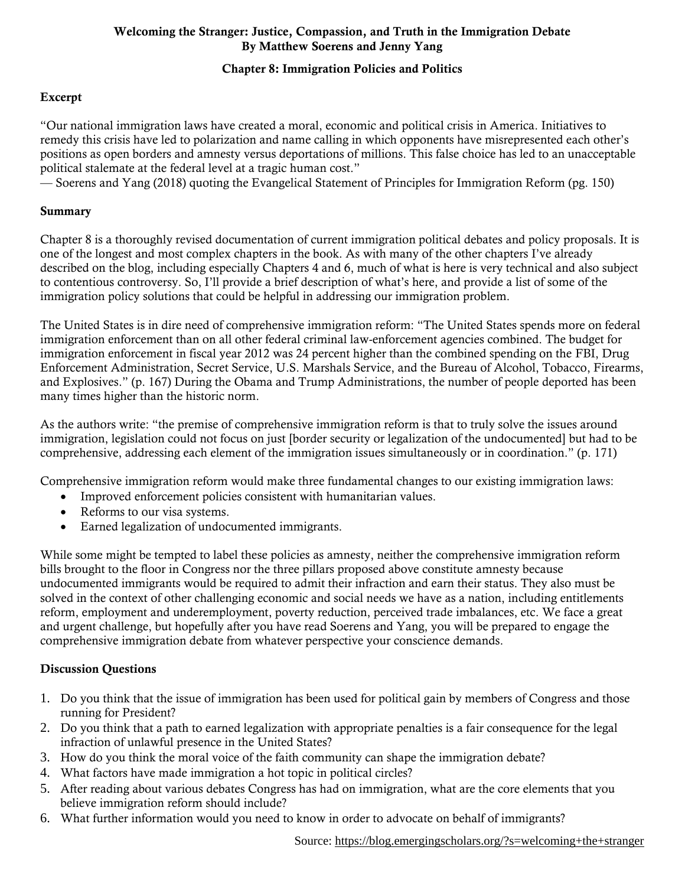**Welcoming the Stranger: Justice, Compassion, and Truth in the Immigration Debate**
**By Matthew Soerens and Jenny Yang**

**Chapter 8: Immigration Policies and Politics**

## Excerpt

"Our national immigration laws have created a moral, economic and political crisis in America. Initiatives to remedy this crisis have led to polarization and name calling in which opponents have misrepresented each other's positions as open borders and amnesty versus deportations of millions. This false choice has led to an unacceptable political stalemate at the federal level at a tragic human cost."
— Soerens and Yang (2018) quoting the Evangelical Statement of Principles for Immigration Reform (pg. 150)

## Summary

Chapter 8 is a thoroughly revised documentation of current immigration political debates and policy proposals. It is one of the longest and most complex chapters in the book. As with many of the other chapters I've already described on the blog, including especially Chapters 4 and 6, much of what is here is very technical and also subject to contentious controversy. So, I'll provide a brief description of what's here, and provide a list of some of the immigration policy solutions that could be helpful in addressing our immigration problem.

The United States is in dire need of comprehensive immigration reform: "The United States spends more on federal immigration enforcement than on all other federal criminal law-enforcement agencies combined. The budget for immigration enforcement in fiscal year 2012 was 24 percent higher than the combined spending on the FBI, Drug Enforcement Administration, Secret Service, U.S. Marshals Service, and the Bureau of Alcohol, Tobacco, Firearms, and Explosives." (p. 167) During the Obama and Trump Administrations, the number of people deported has been many times higher than the historic norm.

As the authors write: "the premise of comprehensive immigration reform is that to truly solve the issues around immigration, legislation could not focus on just [border security or legalization of the undocumented] but had to be comprehensive, addressing each element of the immigration issues simultaneously or in coordination." (p. 171)

Comprehensive immigration reform would make three fundamental changes to our existing immigration laws:

- Improved enforcement policies consistent with humanitarian values.
- Reforms to our visa systems.
- Earned legalization of undocumented immigrants.

While some might be tempted to label these policies as amnesty, neither the comprehensive immigration reform bills brought to the floor in Congress nor the three pillars proposed above constitute amnesty because undocumented immigrants would be required to admit their infraction and earn their status. They also must be solved in the context of other challenging economic and social needs we have as a nation, including entitlements reform, employment and underemployment, poverty reduction, perceived trade imbalances, etc. We face a great and urgent challenge, but hopefully after you have read Soerens and Yang, you will be prepared to engage the comprehensive immigration debate from whatever perspective your conscience demands.

## Discussion Questions

1. Do you think that the issue of immigration has been used for political gain by members of Congress and those running for President?
2. Do you think that a path to earned legalization with appropriate penalties is a fair consequence for the legal infraction of unlawful presence in the United States?
3. How do you think the moral voice of the faith community can shape the immigration debate?
4. What factors have made immigration a hot topic in political circles?
5. After reading about various debates Congress has had on immigration, what are the core elements that you believe immigration reform should include?
6. What further information would you need to know in order to advocate on behalf of immigrants?

Source: https://blog.emergingscholars.org/?s=welcoming+the+stranger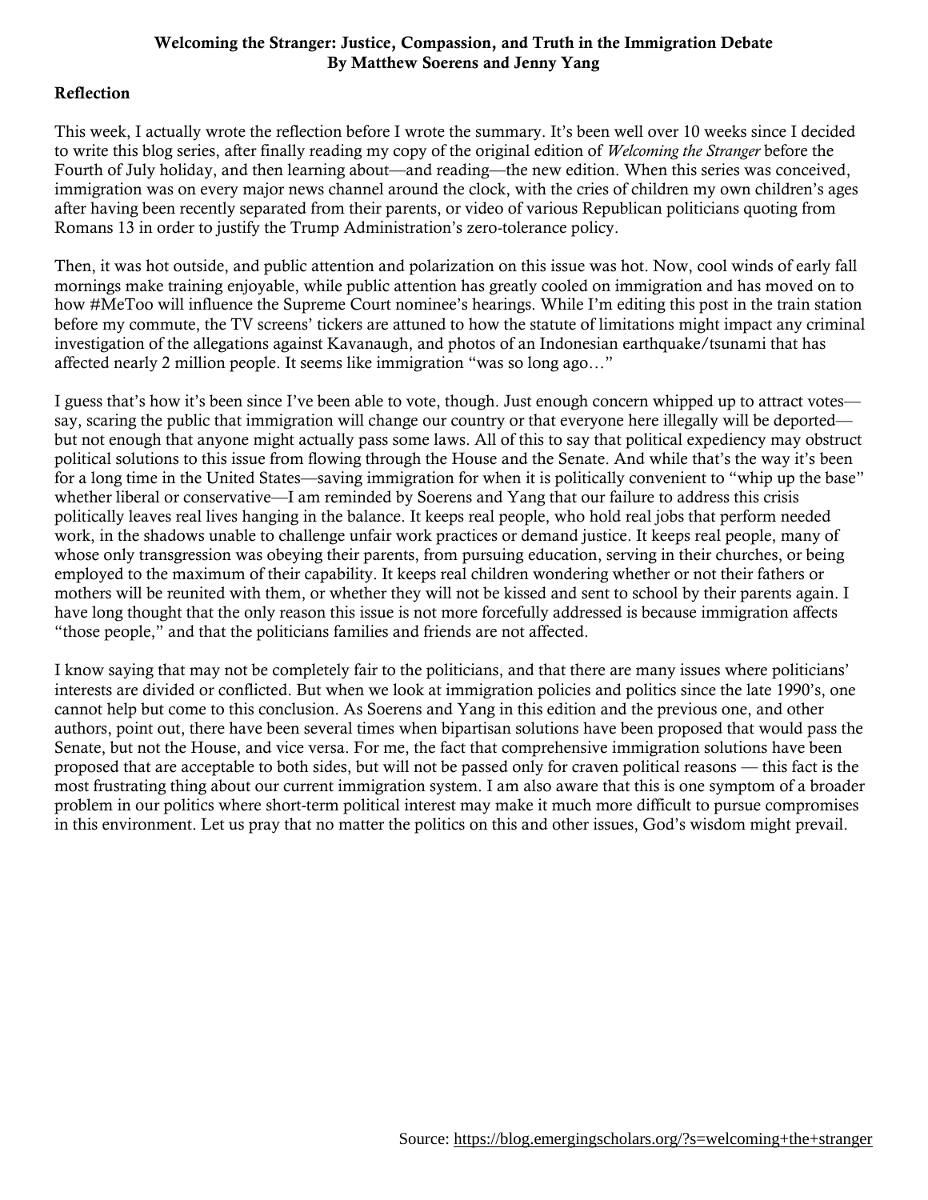**Welcoming the Stranger: Justice, Compassion, and Truth in the Immigration Debate**
**By Matthew Soerens and Jenny Yang**

## Reflection

This week, I actually wrote the reflection before I wrote the summary. It's been well over 10 weeks since I decided to write this blog series, after finally reading my copy of the original edition of *Welcoming the Stranger* before the Fourth of July holiday, and then learning about—and reading—the new edition. When this series was conceived, immigration was on every major news channel around the clock, with the cries of children my own children's ages after having been recently separated from their parents, or video of various Republican politicians quoting from Romans 13 in order to justify the Trump Administration's zero-tolerance policy.

Then, it was hot outside, and public attention and polarization on this issue was hot. Now, cool winds of early fall mornings make training enjoyable, while public attention has greatly cooled on immigration and has moved on to how #MeToo will influence the Supreme Court nominee's hearings. While I'm editing this post in the train station before my commute, the TV screens' tickers are attuned to how the statute of limitations might impact any criminal investigation of the allegations against Kavanaugh, and photos of an Indonesian earthquake/tsunami that has affected nearly 2 million people. It seems like immigration "was so long ago…"

I guess that's how it's been since I've been able to vote, though. Just enough concern whipped up to attract votes—say, scaring the public that immigration will change our country or that everyone here illegally will be deported—but not enough that anyone might actually pass some laws. All of this to say that political expediency may obstruct political solutions to this issue from flowing through the House and the Senate. And while that's the way it's been for a long time in the United States—saving immigration for when it is politically convenient to "whip up the base" whether liberal or conservative—I am reminded by Soerens and Yang that our failure to address this crisis politically leaves real lives hanging in the balance. It keeps real people, who hold real jobs that perform needed work, in the shadows unable to challenge unfair work practices or demand justice. It keeps real people, many of whose only transgression was obeying their parents, from pursuing education, serving in their churches, or being employed to the maximum of their capability. It keeps real children wondering whether or not their fathers or mothers will be reunited with them, or whether they will not be kissed and sent to school by their parents again. I have long thought that the only reason this issue is not more forcefully addressed is because immigration affects "those people," and that the politicians families and friends are not affected.

I know saying that may not be completely fair to the politicians, and that there are many issues where politicians' interests are divided or conflicted. But when we look at immigration policies and politics since the late 1990's, one cannot help but come to this conclusion. As Soerens and Yang in this edition and the previous one, and other authors, point out, there have been several times when bipartisan solutions have been proposed that would pass the Senate, but not the House, and vice versa. For me, the fact that comprehensive immigration solutions have been proposed that are acceptable to both sides, but will not be passed only for craven political reasons — this fact is the most frustrating thing about our current immigration system. I am also aware that this is one symptom of a broader problem in our politics where short-term political interest may make it much more difficult to pursue compromises in this environment. Let us pray that no matter the politics on this and other issues, God's wisdom might prevail.

Source: https://blog.emergingscholars.org/?s=welcoming+the+stranger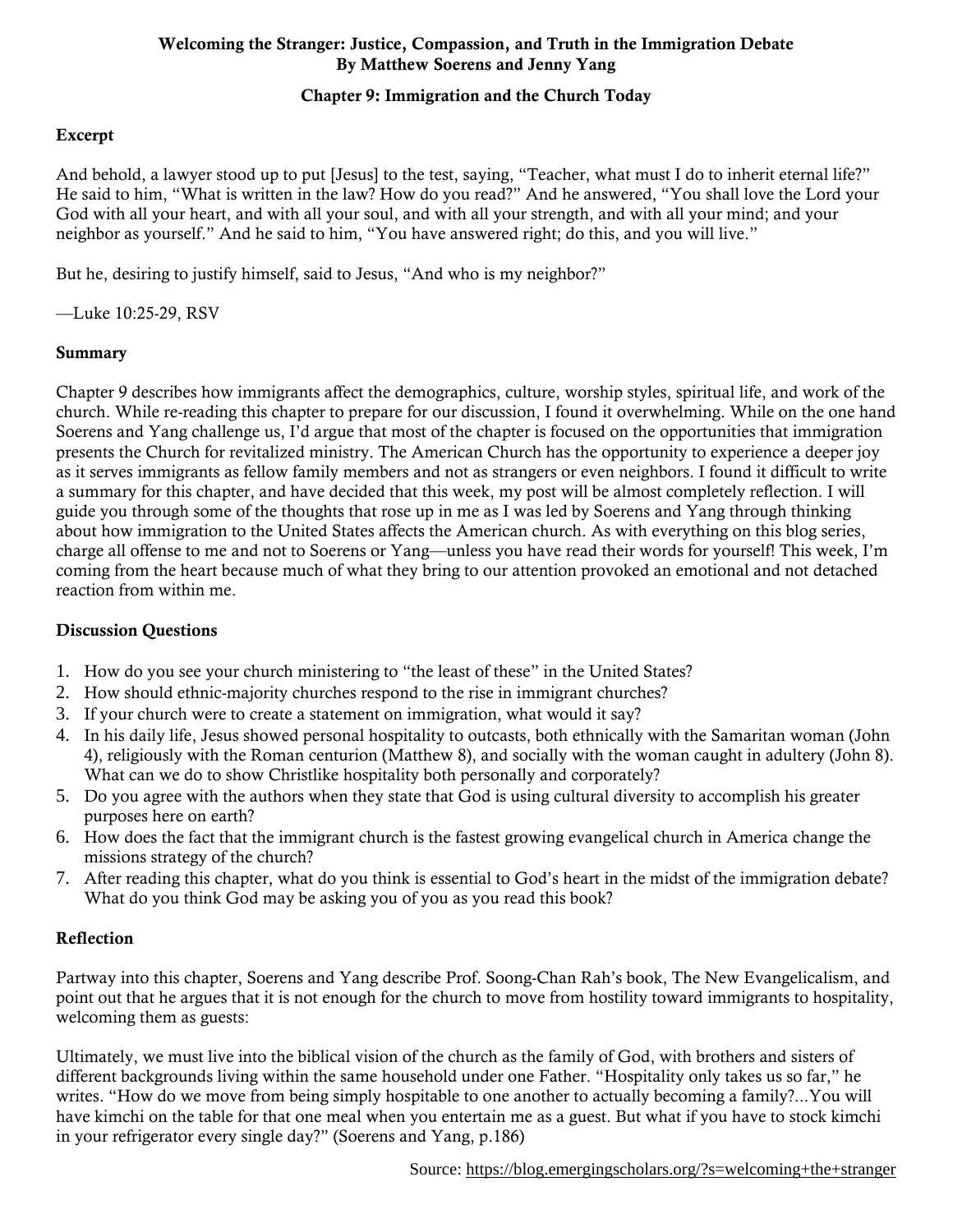**Welcoming the Stranger: Justice, Compassion, and Truth in the Immigration Debate**
**By Matthew Soerens and Jenny Yang**

**Chapter 9: Immigration and the Church Today**

### Excerpt

And behold, a lawyer stood up to put [Jesus] to the test, saying, "Teacher, what must I do to inherit eternal life?" He said to him, "What is written in the law? How do you read?" And he answered, "You shall love the Lord your God with all your heart, and with all your soul, and with all your strength, and with all your mind; and your neighbor as yourself." And he said to him, "You have answered right; do this, and you will live."

But he, desiring to justify himself, said to Jesus, "And who is my neighbor?"

—Luke 10:25-29, RSV

### Summary

Chapter 9 describes how immigrants affect the demographics, culture, worship styles, spiritual life, and work of the church. While re-reading this chapter to prepare for our discussion, I found it overwhelming. While on the one hand Soerens and Yang challenge us, I'd argue that most of the chapter is focused on the opportunities that immigration presents the Church for revitalized ministry. The American Church has the opportunity to experience a deeper joy as it serves immigrants as fellow family members and not as strangers or even neighbors. I found it difficult to write a summary for this chapter, and have decided that this week, my post will be almost completely reflection. I will guide you through some of the thoughts that rose up in me as I was led by Soerens and Yang through thinking about how immigration to the United States affects the American church. As with everything on this blog series, charge all offense to me and not to Soerens or Yang—unless you have read their words for yourself! This week, I'm coming from the heart because much of what they bring to our attention provoked an emotional and not detached reaction from within me.

### Discussion Questions

1. How do you see your church ministering to "the least of these" in the United States?
2. How should ethnic-majority churches respond to the rise in immigrant churches?
3. If your church were to create a statement on immigration, what would it say?
4. In his daily life, Jesus showed personal hospitality to outcasts, both ethnically with the Samaritan woman (John 4), religiously with the Roman centurion (Matthew 8), and socially with the woman caught in adultery (John 8). What can we do to show Christlike hospitality both personally and corporately?
5. Do you agree with the authors when they state that God is using cultural diversity to accomplish his greater purposes here on earth?
6. How does the fact that the immigrant church is the fastest growing evangelical church in America change the missions strategy of the church?
7. After reading this chapter, what do you think is essential to God's heart in the midst of the immigration debate? What do you think God may be asking you of you as you read this book?

### Reflection

Partway into this chapter, Soerens and Yang describe Prof. Soong-Chan Rah's book, The New Evangelicalism, and point out that he argues that it is not enough for the church to move from hostility toward immigrants to hospitality, welcoming them as guests:

Ultimately, we must live into the biblical vision of the church as the family of God, with brothers and sisters of different backgrounds living within the same household under one Father. "Hospitality only takes us so far," he writes. "How do we move from being simply hospitable to one another to actually becoming a family?...You will have kimchi on the table for that one meal when you entertain me as a guest. But what if you have to stock kimchi in your refrigerator every single day?" (Soerens and Yang, p.186)

Source: https://blog.emergingscholars.org/?s=welcoming+the+stranger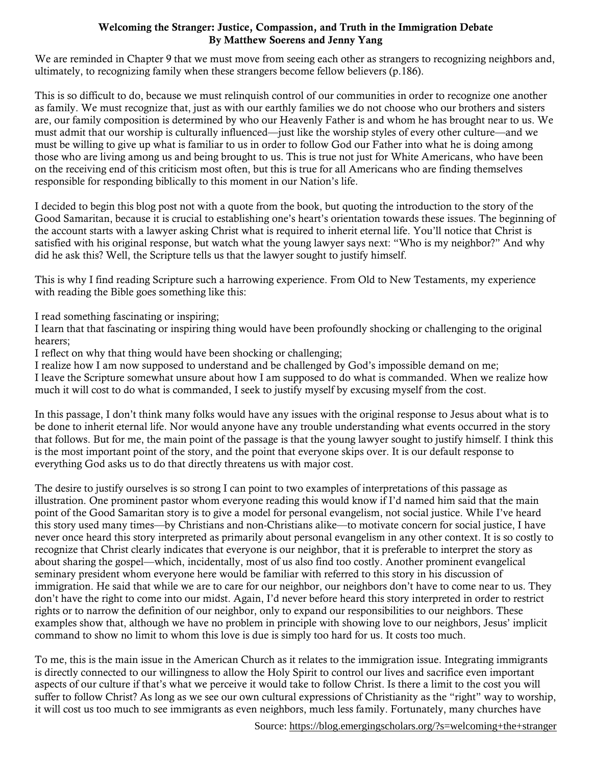**Welcoming the Stranger: Justice, Compassion, and Truth in the Immigration Debate**
**By Matthew Soerens and Jenny Yang**

We are reminded in Chapter 9 that we must move from seeing each other as strangers to recognizing neighbors and, ultimately, to recognizing family when these strangers become fellow believers (p.186).

This is so difficult to do, because we must relinquish control of our communities in order to recognize one another as family. We must recognize that, just as with our earthly families we do not choose who our brothers and sisters are, our family composition is determined by who our Heavenly Father is and whom he has brought near to us. We must admit that our worship is culturally influenced—just like the worship styles of every other culture—and we must be willing to give up what is familiar to us in order to follow God our Father into what he is doing among those who are living among us and being brought to us. This is true not just for White Americans, who have been on the receiving end of this criticism most often, but this is true for all Americans who are finding themselves responsible for responding biblically to this moment in our Nation's life.

I decided to begin this blog post not with a quote from the book, but quoting the introduction to the story of the Good Samaritan, because it is crucial to establishing one's heart's orientation towards these issues. The beginning of the account starts with a lawyer asking Christ what is required to inherit eternal life. You'll notice that Christ is satisfied with his original response, but watch what the young lawyer says next: "Who is my neighbor?" And why did he ask this? Well, the Scripture tells us that the lawyer sought to justify himself.

This is why I find reading Scripture such a harrowing experience. From Old to New Testaments, my experience with reading the Bible goes something like this:

I read something fascinating or inspiring;
I learn that that fascinating or inspiring thing would have been profoundly shocking or challenging to the original hearers;
I reflect on why that thing would have been shocking or challenging;
I realize how I am now supposed to understand and be challenged by God's impossible demand on me;
I leave the Scripture somewhat unsure about how I am supposed to do what is commanded. When we realize how much it will cost to do what is commanded, I seek to justify myself by excusing myself from the cost.

In this passage, I don't think many folks would have any issues with the original response to Jesus about what is to be done to inherit eternal life. Nor would anyone have any trouble understanding what events occurred in the story that follows. But for me, the main point of the passage is that the young lawyer sought to justify himself. I think this is the most important point of the story, and the point that everyone skips over. It is our default response to everything God asks us to do that directly threatens us with major cost.

The desire to justify ourselves is so strong I can point to two examples of interpretations of this passage as illustration. One prominent pastor whom everyone reading this would know if I'd named him said that the main point of the Good Samaritan story is to give a model for personal evangelism, not social justice. While I've heard this story used many times—by Christians and non-Christians alike—to motivate concern for social justice, I have never once heard this story interpreted as primarily about personal evangelism in any other context. It is so costly to recognize that Christ clearly indicates that everyone is our neighbor, that it is preferable to interpret the story as about sharing the gospel—which, incidentally, most of us also find too costly. Another prominent evangelical seminary president whom everyone here would be familiar with referred to this story in his discussion of immigration. He said that while we are to care for our neighbor, our neighbors don't have to come near to us. They don't have the right to come into our midst. Again, I'd never before heard this story interpreted in order to restrict rights or to narrow the definition of our neighbor, only to expand our responsibilities to our neighbors. These examples show that, although we have no problem in principle with showing love to our neighbors, Jesus' implicit command to show no limit to whom this love is due is simply too hard for us. It costs too much.

To me, this is the main issue in the American Church as it relates to the immigration issue. Integrating immigrants is directly connected to our willingness to allow the Holy Spirit to control our lives and sacrifice even important aspects of our culture if that's what we perceive it would take to follow Christ. Is there a limit to the cost you will suffer to follow Christ? As long as we see our own cultural expressions of Christianity as the "right" way to worship, it will cost us too much to see immigrants as even neighbors, much less family. Fortunately, many churches have

Source: https://blog.emergingscholars.org/?s=welcoming+the+stranger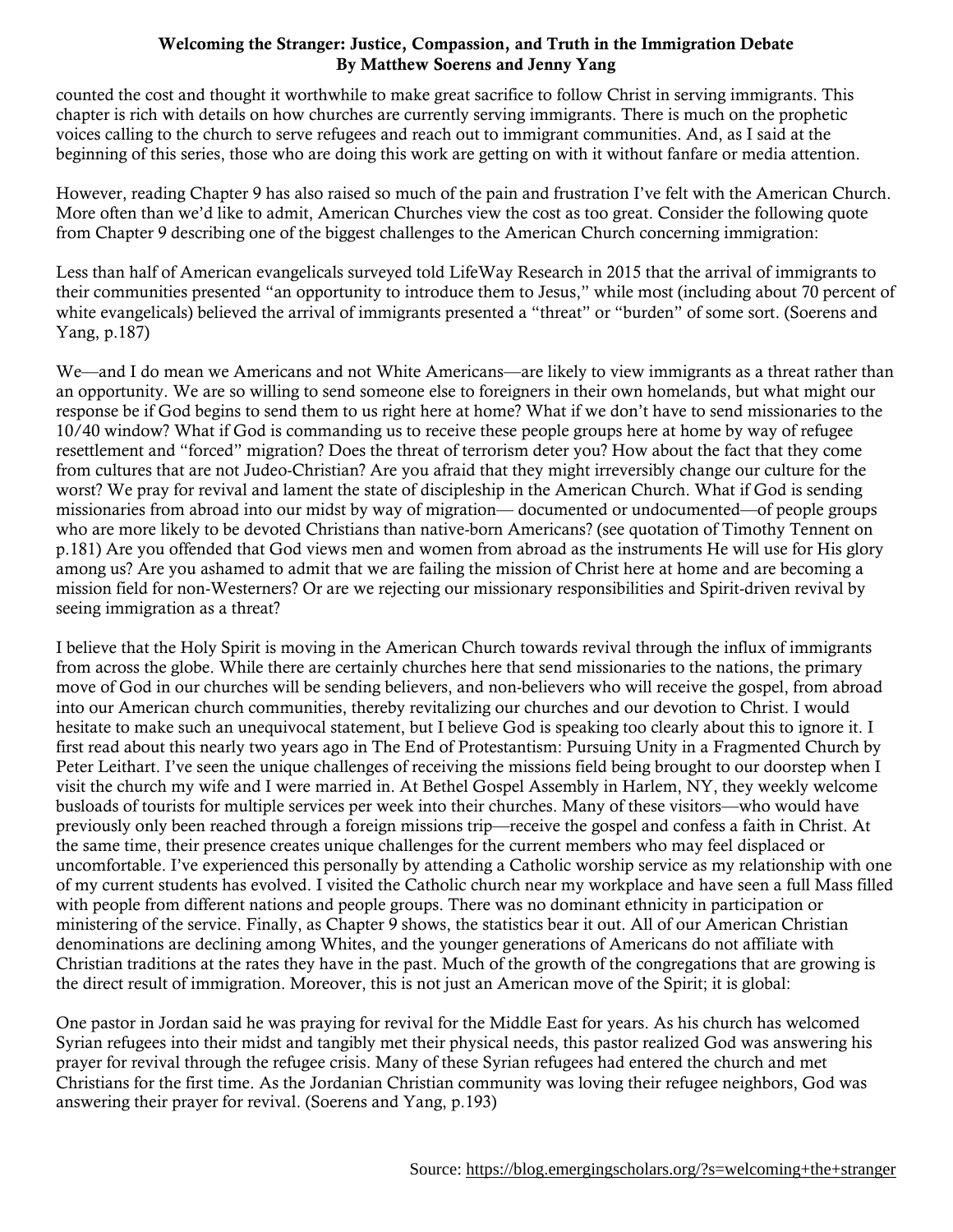counted the cost and thought it worthwhile to make great sacrifice to follow Christ in serving immigrants. This chapter is rich with details on how churches are currently serving immigrants. There is much on the prophetic voices calling to the church to serve refugees and reach out to immigrant communities. And, as I said at the beginning of this series, those who are doing this work are getting on with it without fanfare or media attention.

However, reading Chapter 9 has also raised so much of the pain and frustration I've felt with the American Church. More often than we'd like to admit, American Churches view the cost as too great. Consider the following quote from Chapter 9 describing one of the biggest challenges to the American Church concerning immigration:

Less than half of American evangelicals surveyed told LifeWay Research in 2015 that the arrival of immigrants to their communities presented "an opportunity to introduce them to Jesus," while most (including about 70 percent of white evangelicals) believed the arrival of immigrants presented a "threat" or "burden" of some sort. (Soerens and Yang, p.187)

We—and I do mean we Americans and not White Americans—are likely to view immigrants as a threat rather than an opportunity. We are so willing to send someone else to foreigners in their own homelands, but what might our response be if God begins to send them to us right here at home? What if we don't have to send missionaries to the 10/40 window? What if God is commanding us to receive these people groups here at home by way of refugee resettlement and "forced" migration? Does the threat of terrorism deter you? How about the fact that they come from cultures that are not Judeo-Christian? Are you afraid that they might irreversibly change our culture for the worst? We pray for revival and lament the state of discipleship in the American Church. What if God is sending missionaries from abroad into our midst by way of migration— documented or undocumented—of people groups who are more likely to be devoted Christians than native-born Americans? (see quotation of Timothy Tennent on p.181) Are you offended that God views men and women from abroad as the instruments He will use for His glory among us? Are you ashamed to admit that we are failing the mission of Christ here at home and are becoming a mission field for non-Westerners? Or are we rejecting our missionary responsibilities and Spirit-driven revival by seeing immigration as a threat?

I believe that the Holy Spirit is moving in the American Church towards revival through the influx of immigrants from across the globe. While there are certainly churches here that send missionaries to the nations, the primary move of God in our churches will be sending believers, and non-believers who will receive the gospel, from abroad into our American church communities, thereby revitalizing our churches and our devotion to Christ. I would hesitate to make such an unequivocal statement, but I believe God is speaking too clearly about this to ignore it. I first read about this nearly two years ago in The End of Protestantism: Pursuing Unity in a Fragmented Church by Peter Leithart. I've seen the unique challenges of receiving the missions field being brought to our doorstep when I visit the church my wife and I were married in. At Bethel Gospel Assembly in Harlem, NY, they weekly welcome busloads of tourists for multiple services per week into their churches. Many of these visitors—who would have previously only been reached through a foreign missions trip—receive the gospel and confess a faith in Christ. At the same time, their presence creates unique challenges for the current members who may feel displaced or uncomfortable. I've experienced this personally by attending a Catholic worship service as my relationship with one of my current students has evolved. I visited the Catholic church near my workplace and have seen a full Mass filled with people from different nations and people groups. There was no dominant ethnicity in participation or ministering of the service. Finally, as Chapter 9 shows, the statistics bear it out. All of our American Christian denominations are declining among Whites, and the younger generations of Americans do not affiliate with Christian traditions at the rates they have in the past. Much of the growth of the congregations that are growing is the direct result of immigration. Moreover, this is not just an American move of the Spirit; it is global:

One pastor in Jordan said he was praying for revival for the Middle East for years. As his church has welcomed Syrian refugees into their midst and tangibly met their physical needs, this pastor realized God was answering his prayer for revival through the refugee crisis. Many of these Syrian refugees had entered the church and met Christians for the first time. As the Jordanian Christian community was loving their refugee neighbors, God was answering their prayer for revival. (Soerens and Yang, p.193)

Source: https://blog.emergingscholars.org/?s=welcoming+the+stranger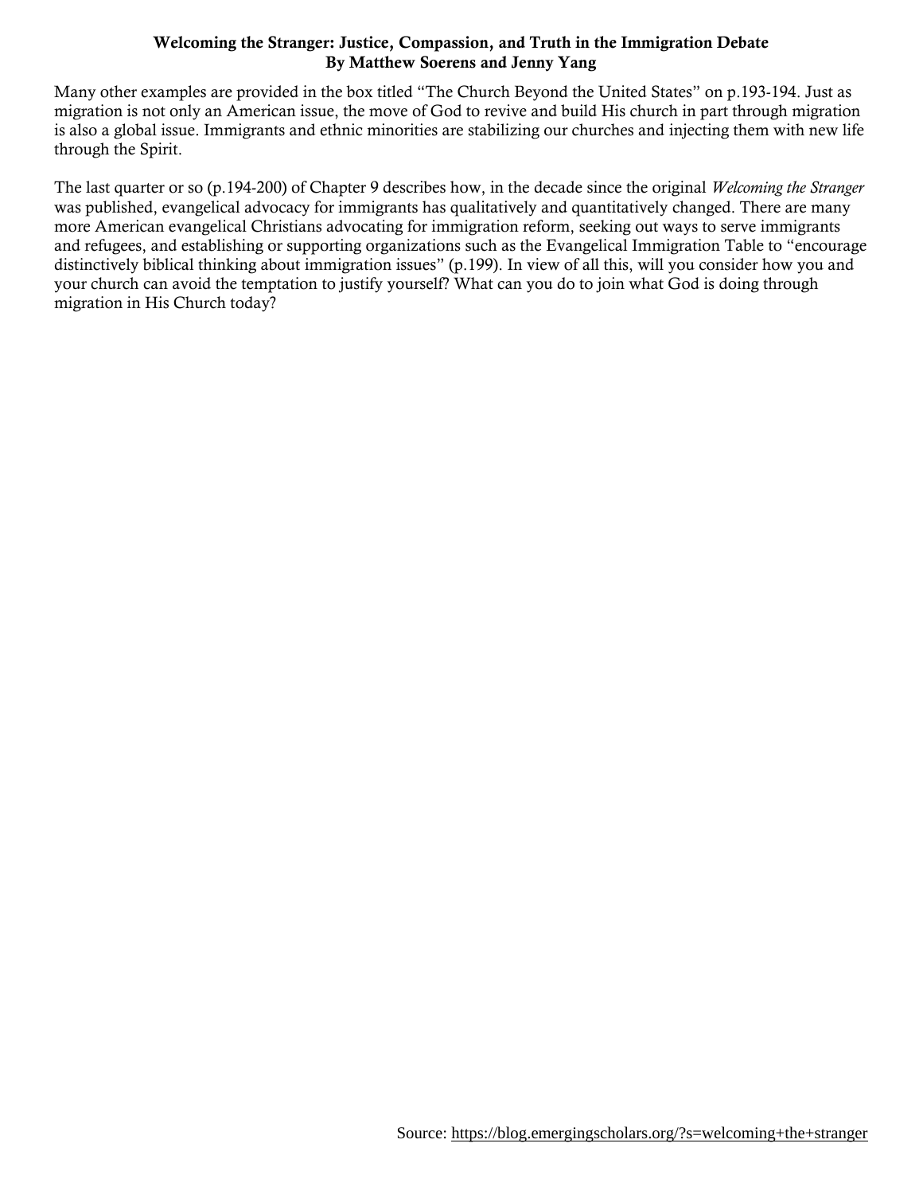**Welcoming the Stranger: Justice, Compassion, and Truth in the Immigration Debate**
**By Matthew Soerens and Jenny Yang**

Many other examples are provided in the box titled "The Church Beyond the United States" on p.193-194. Just as migration is not only an American issue, the move of God to revive and build His church in part through migration is also a global issue. Immigrants and ethnic minorities are stabilizing our churches and injecting them with new life through the Spirit.

The last quarter or so (p.194-200) of Chapter 9 describes how, in the decade since the original *Welcoming the Stranger* was published, evangelical advocacy for immigrants has qualitatively and quantitatively changed. There are many more American evangelical Christians advocating for immigration reform, seeking out ways to serve immigrants and refugees, and establishing or supporting organizations such as the Evangelical Immigration Table to "encourage distinctively biblical thinking about immigration issues" (p.199). In view of all this, will you consider how you and your church can avoid the temptation to justify yourself? What can you do to join what God is doing through migration in His Church today?

Source: https://blog.emergingscholars.org/?s=welcoming+the+stranger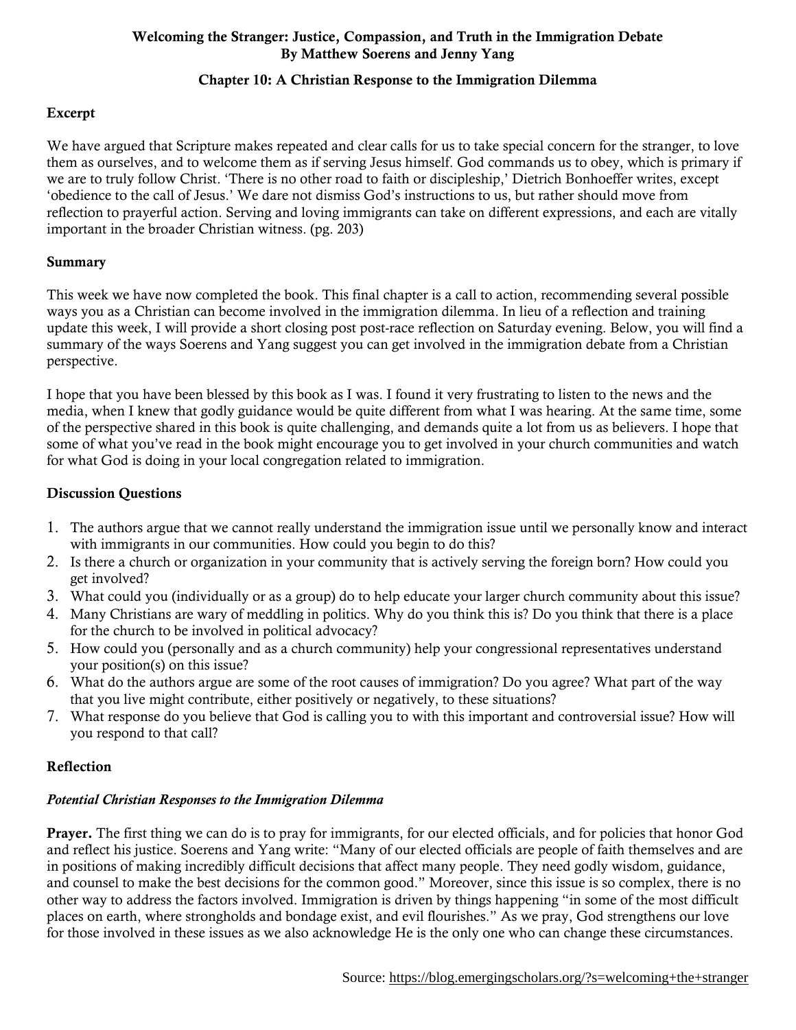**Welcoming the Stranger: Justice, Compassion, and Truth in the Immigration Debate**
**By Matthew Soerens and Jenny Yang**

**Chapter 10: A Christian Response to the Immigration Dilemma**

### Excerpt

We have argued that Scripture makes repeated and clear calls for us to take special concern for the stranger, to love them as ourselves, and to welcome them as if serving Jesus himself. God commands us to obey, which is primary if we are to truly follow Christ. 'There is no other road to faith or discipleship,' Dietrich Bonhoeffer writes, except 'obedience to the call of Jesus.' We dare not dismiss God's instructions to us, but rather should move from reflection to prayerful action. Serving and loving immigrants can take on different expressions, and each are vitally important in the broader Christian witness. (pg. 203)

### Summary

This week we have now completed the book. This final chapter is a call to action, recommending several possible ways you as a Christian can become involved in the immigration dilemma. In lieu of a reflection and training update this week, I will provide a short closing post post-race reflection on Saturday evening. Below, you will find a summary of the ways Soerens and Yang suggest you can get involved in the immigration debate from a Christian perspective.

I hope that you have been blessed by this book as I was. I found it very frustrating to listen to the news and the media, when I knew that godly guidance would be quite different from what I was hearing. At the same time, some of the perspective shared in this book is quite challenging, and demands quite a lot from us as believers. I hope that some of what you've read in the book might encourage you to get involved in your church communities and watch for what God is doing in your local congregation related to immigration.

### Discussion Questions

1. The authors argue that we cannot really understand the immigration issue until we personally know and interact with immigrants in our communities. How could you begin to do this?
2. Is there a church or organization in your community that is actively serving the foreign born? How could you get involved?
3. What could you (individually or as a group) do to help educate your larger church community about this issue?
4. Many Christians are wary of meddling in politics. Why do you think this is? Do you think that there is a place for the church to be involved in political advocacy?
5. How could you (personally and as a church community) help your congressional representatives understand your position(s) on this issue?
6. What do the authors argue are some of the root causes of immigration? Do you agree? What part of the way that you live might contribute, either positively or negatively, to these situations?
7. What response do you believe that God is calling you to with this important and controversial issue? How will you respond to that call?

### Reflection

*Potential Christian Responses to the Immigration Dilemma*

**Prayer.** The first thing we can do is to pray for immigrants, for our elected officials, and for policies that honor God and reflect his justice. Soerens and Yang write: "Many of our elected officials are people of faith themselves and are in positions of making incredibly difficult decisions that affect many people. They need godly wisdom, guidance, and counsel to make the best decisions for the common good." Moreover, since this issue is so complex, there is no other way to address the factors involved. Immigration is driven by things happening "in some of the most difficult places on earth, where strongholds and bondage exist, and evil flourishes." As we pray, God strengthens our love for those involved in these issues as we also acknowledge He is the only one who can change these circumstances.

Source: https://blog.emergingscholars.org/?s=welcoming+the+stranger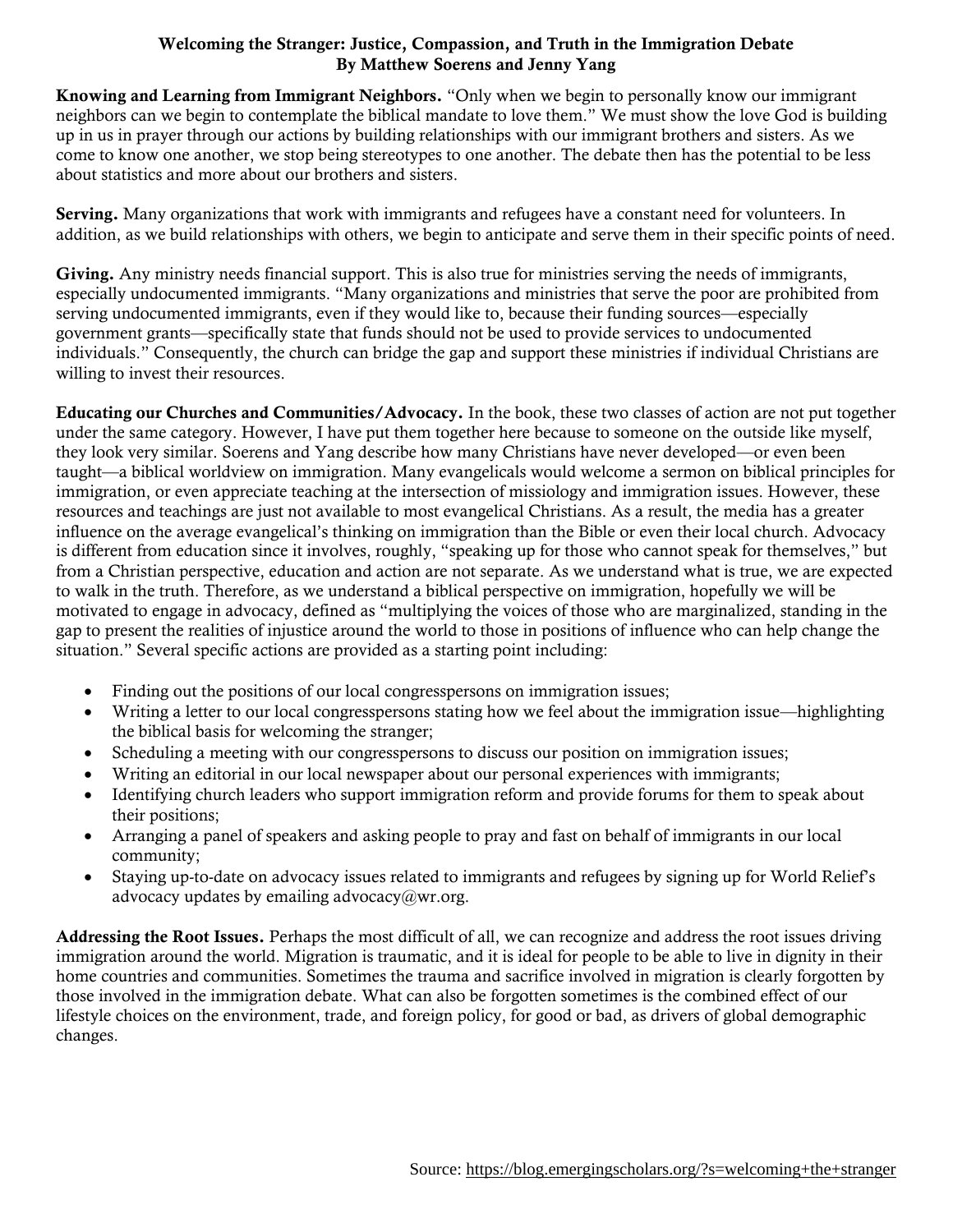**Welcoming the Stranger: Justice, Compassion, and Truth in the Immigration Debate**
**By Matthew Soerens and Jenny Yang**

**Knowing and Learning from Immigrant Neighbors.** "Only when we begin to personally know our immigrant neighbors can we begin to contemplate the biblical mandate to love them." We must show the love God is building up in us in prayer through our actions by building relationships with our immigrant brothers and sisters. As we come to know one another, we stop being stereotypes to one another. The debate then has the potential to be less about statistics and more about our brothers and sisters.

**Serving.** Many organizations that work with immigrants and refugees have a constant need for volunteers. In addition, as we build relationships with others, we begin to anticipate and serve them in their specific points of need.

**Giving.** Any ministry needs financial support. This is also true for ministries serving the needs of immigrants, especially undocumented immigrants. "Many organizations and ministries that serve the poor are prohibited from serving undocumented immigrants, even if they would like to, because their funding sources—especially government grants—specifically state that funds should not be used to provide services to undocumented individuals." Consequently, the church can bridge the gap and support these ministries if individual Christians are willing to invest their resources.

**Educating our Churches and Communities/Advocacy.** In the book, these two classes of action are not put together under the same category. However, I have put them together here because to someone on the outside like myself, they look very similar. Soerens and Yang describe how many Christians have never developed—or even been taught—a biblical worldview on immigration. Many evangelicals would welcome a sermon on biblical principles for immigration, or even appreciate teaching at the intersection of missiology and immigration issues. However, these resources and teachings are just not available to most evangelical Christians. As a result, the media has a greater influence on the average evangelical's thinking on immigration than the Bible or even their local church. Advocacy is different from education since it involves, roughly, "speaking up for those who cannot speak for themselves," but from a Christian perspective, education and action are not separate. As we understand what is true, we are expected to walk in the truth. Therefore, as we understand a biblical perspective on immigration, hopefully we will be motivated to engage in advocacy, defined as "multiplying the voices of those who are marginalized, standing in the gap to present the realities of injustice around the world to those in positions of influence who can help change the situation." Several specific actions are provided as a starting point including:

- Finding out the positions of our local congresspersons on immigration issues;
- Writing a letter to our local congresspersons stating how we feel about the immigration issue—highlighting the biblical basis for welcoming the stranger;
- Scheduling a meeting with our congresspersons to discuss our position on immigration issues;
- Writing an editorial in our local newspaper about our personal experiences with immigrants;
- Identifying church leaders who support immigration reform and provide forums for them to speak about their positions;
- Arranging a panel of speakers and asking people to pray and fast on behalf of immigrants in our local community;
- Staying up-to-date on advocacy issues related to immigrants and refugees by signing up for World Relief's advocacy updates by emailing advocacy@wr.org.

**Addressing the Root Issues.** Perhaps the most difficult of all, we can recognize and address the root issues driving immigration around the world. Migration is traumatic, and it is ideal for people to be able to live in dignity in their home countries and communities. Sometimes the trauma and sacrifice involved in migration is clearly forgotten by those involved in the immigration debate. What can also be forgotten sometimes is the combined effect of our lifestyle choices on the environment, trade, and foreign policy, for good or bad, as drivers of global demographic changes.

Source: https://blog.emergingscholars.org/?s=welcoming+the+stranger